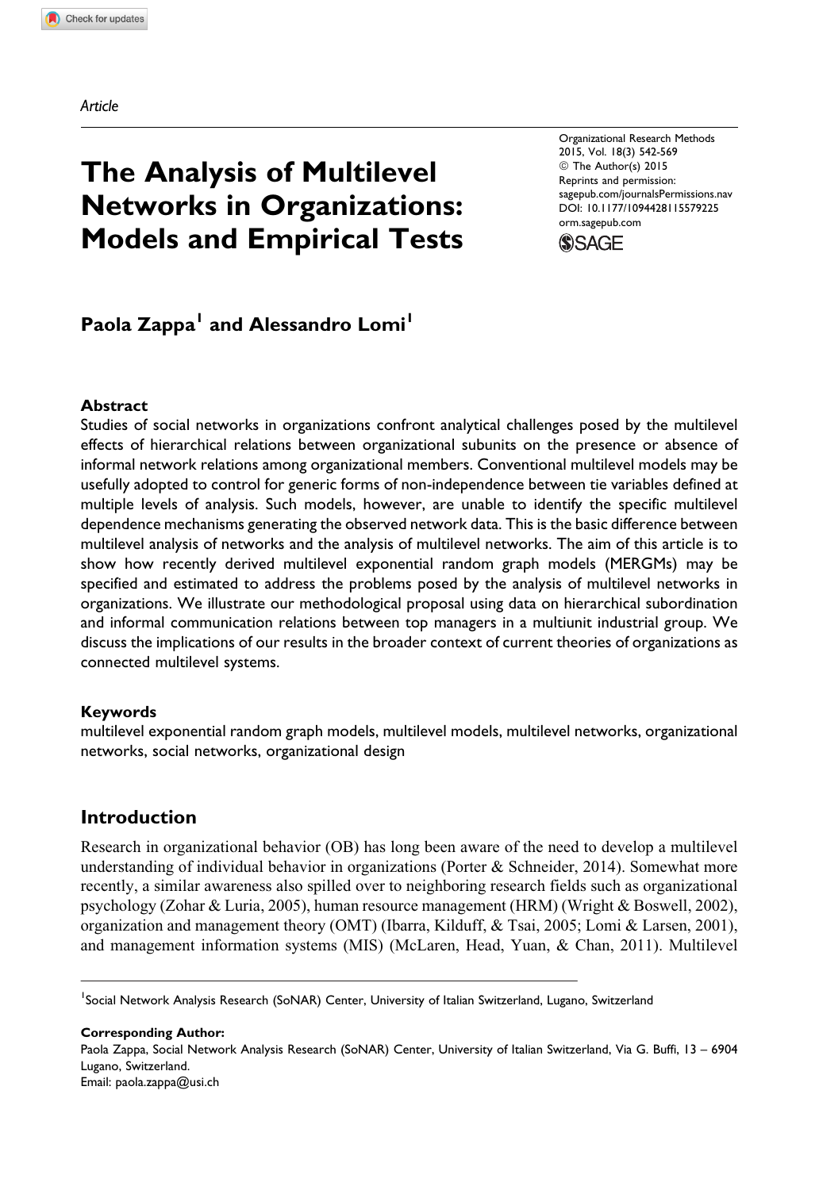*Article*

# The Analysis of Multilevel Networks in Organizations: Models and Empirical Tests

**Paola Zappa[1] and Alessandro Lomi[1]**

### Abstract

Studies of social networks in organizations confront analytical challenges posed by the multilevel effects of hierarchical relations between organizational subunits on the presence or absence of informal network relations among organizational members. Conventional multilevel models may be usefully adopted to control for generic forms of non-independence between tie variables defined at multiple levels of analysis. Such models, however, are unable to identify the specific multilevel dependence mechanisms generating the observed network data. This is the basic difference between multilevel analysis of networks and the analysis of multilevel networks. The aim of this article is to show how recently derived multilevel exponential random graph models (MERGMs) may be specified and estimated to address the problems posed by the analysis of multilevel networks in organizations. We illustrate our methodological proposal using data on hierarchical subordination and informal communication relations between top managers in a multiunit industrial group. We discuss the implications of our results in the broader context of current theories of organizations as connected multilevel systems.

### Keywords

multilevel exponential random graph models, multilevel models, multilevel networks, organizational networks, social networks, organizational design

## Introduction

Research in organizational behavior (OB) has long been aware of the need to develop a multilevel understanding of individual behavior in organizations (Porter & Schneider, 2014). Somewhat more recently, a similar awareness also spilled over to neighboring research fields such as organizational psychology (Zohar & Luria, 2005), human resource management (HRM) (Wright & Boswell, 2002), organization and management theory (OMT) (Ibarra, Kilduff, & Tsai, 2005; Lomi & Larsen, 2001), and management information systems (MIS) (McLaren, Head, Yuan, & Chan, 2011). Multilevel

[1]Social Network Analysis Research (SoNAR) Center, University of Italian Switzerland, Lugano, Switzerland

**Corresponding Author:**
Paola Zappa, Social Network Analysis Research (SoNAR) Center, University of Italian Switzerland, Via G. Buffi, 13 – 6904 Lugano, Switzerland.
Email: paola.zappa@usi.ch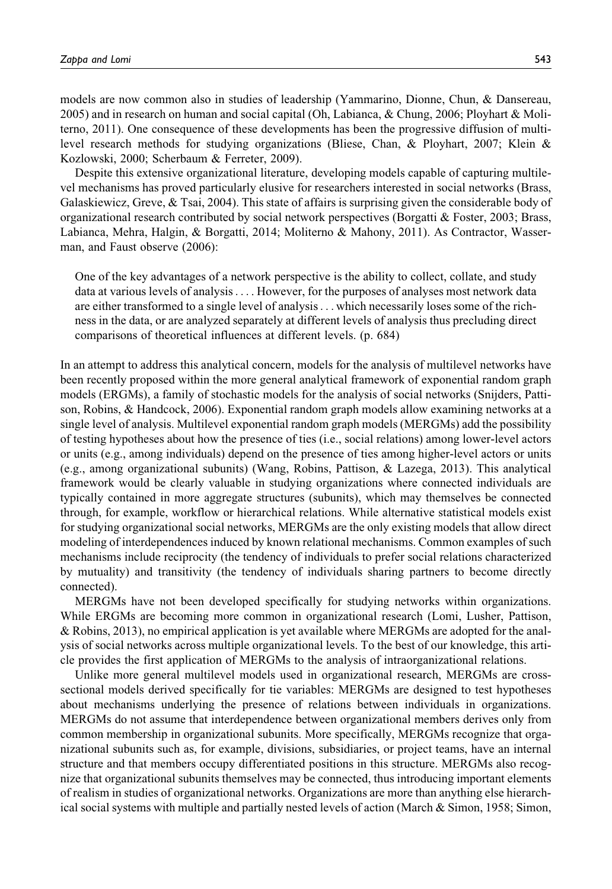models are now common also in studies of leadership (Yammarino, Dionne, Chun, & Dansereau, 2005) and in research on human and social capital (Oh, Labianca, & Chung, 2006; Ployhart & Moliterno, 2011). One consequence of these developments has been the progressive diffusion of multilevel research methods for studying organizations (Bliese, Chan, & Ployhart, 2007; Klein & Kozlowski, 2000; Scherbaum & Ferreter, 2009).

Despite this extensive organizational literature, developing models capable of capturing multilevel mechanisms has proved particularly elusive for researchers interested in social networks (Brass, Galaskiewicz, Greve, & Tsai, 2004). This state of affairs is surprising given the considerable body of organizational research contributed by social network perspectives (Borgatti & Foster, 2003; Brass, Labianca, Mehra, Halgin, & Borgatti, 2014; Moliterno & Mahony, 2011). As Contractor, Wasserman, and Faust observe (2006):

> One of the key advantages of a network perspective is the ability to collect, collate, and study data at various levels of analysis . . . . However, for the purposes of analyses most network data are either transformed to a single level of analysis . . . which necessarily loses some of the richness in the data, or are analyzed separately at different levels of analysis thus precluding direct comparisons of theoretical influences at different levels. (p. 684)

In an attempt to address this analytical concern, models for the analysis of multilevel networks have been recently proposed within the more general analytical framework of exponential random graph models (ERGMs), a family of stochastic models for the analysis of social networks (Snijders, Pattison, Robins, & Handcock, 2006). Exponential random graph models allow examining networks at a single level of analysis. Multilevel exponential random graph models (MERGMs) add the possibility of testing hypotheses about how the presence of ties (i.e., social relations) among lower-level actors or units (e.g., among individuals) depend on the presence of ties among higher-level actors or units (e.g., among organizational subunits) (Wang, Robins, Pattison, & Lazega, 2013). This analytical framework would be clearly valuable in studying organizations where connected individuals are typically contained in more aggregate structures (subunits), which may themselves be connected through, for example, workflow or hierarchical relations. While alternative statistical models exist for studying organizational social networks, MERGMs are the only existing models that allow direct modeling of interdependences induced by known relational mechanisms. Common examples of such mechanisms include reciprocity (the tendency of individuals to prefer social relations characterized by mutuality) and transitivity (the tendency of individuals sharing partners to become directly connected).

MERGMs have not been developed specifically for studying networks within organizations. While ERGMs are becoming more common in organizational research (Lomi, Lusher, Pattison, & Robins, 2013), no empirical application is yet available where MERGMs are adopted for the analysis of social networks across multiple organizational levels. To the best of our knowledge, this article provides the first application of MERGMs to the analysis of intraorganizational relations.

Unlike more general multilevel models used in organizational research, MERGMs are cross-sectional models derived specifically for tie variables: MERGMs are designed to test hypotheses about mechanisms underlying the presence of relations between individuals in organizations. MERGMs do not assume that interdependence between organizational members derives only from common membership in organizational subunits. More specifically, MERGMs recognize that organizational subunits such as, for example, divisions, subsidiaries, or project teams, have an internal structure and that members occupy differentiated positions in this structure. MERGMs also recognize that organizational subunits themselves may be connected, thus introducing important elements of realism in studies of organizational networks. Organizations are more than anything else hierarchical social systems with multiple and partially nested levels of action (March & Simon, 1958; Simon,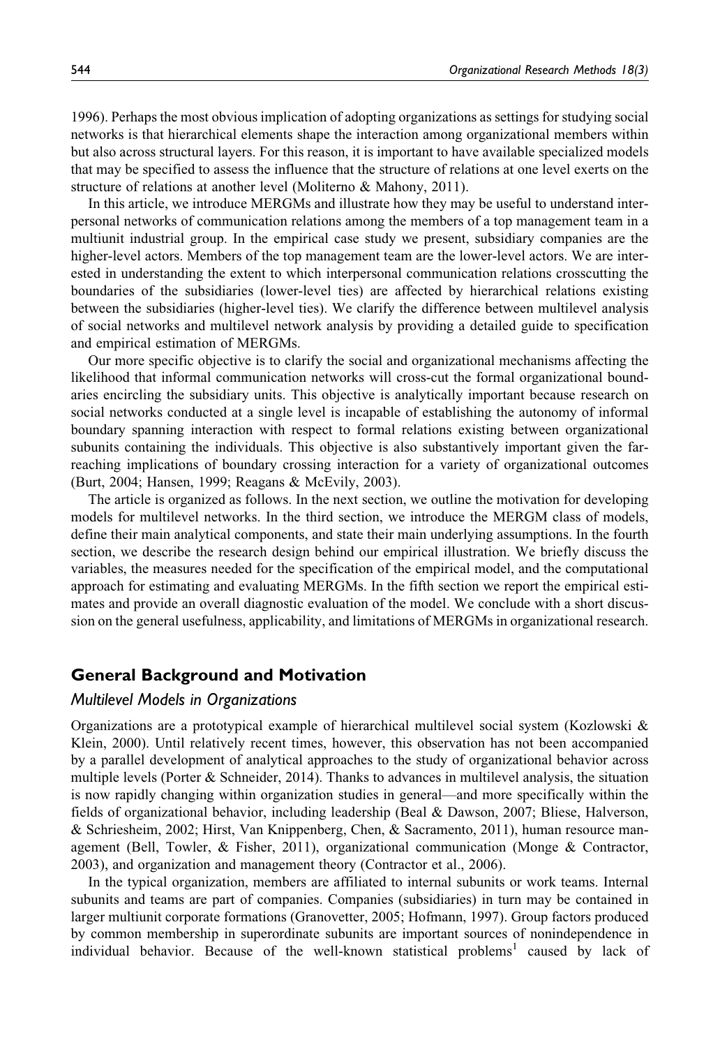1996). Perhaps the most obvious implication of adopting organizations as settings for studying social networks is that hierarchical elements shape the interaction among organizational members within but also across structural layers. For this reason, it is important to have available specialized models that may be specified to assess the influence that the structure of relations at one level exerts on the structure of relations at another level (Moliterno & Mahony, 2011).

In this article, we introduce MERGMs and illustrate how they may be useful to understand interpersonal networks of communication relations among the members of a top management team in a multiunit industrial group. In the empirical case study we present, subsidiary companies are the higher-level actors. Members of the top management team are the lower-level actors. We are interested in understanding the extent to which interpersonal communication relations crosscutting the boundaries of the subsidiaries (lower-level ties) are affected by hierarchical relations existing between the subsidiaries (higher-level ties). We clarify the difference between multilevel analysis of social networks and multilevel network analysis by providing a detailed guide to specification and empirical estimation of MERGMs.

Our more specific objective is to clarify the social and organizational mechanisms affecting the likelihood that informal communication networks will cross-cut the formal organizational boundaries encircling the subsidiary units. This objective is analytically important because research on social networks conducted at a single level is incapable of establishing the autonomy of informal boundary spanning interaction with respect to formal relations existing between organizational subunits containing the individuals. This objective is also substantively important given the far-reaching implications of boundary crossing interaction for a variety of organizational outcomes (Burt, 2004; Hansen, 1999; Reagans & McEvily, 2003).

The article is organized as follows. In the next section, we outline the motivation for developing models for multilevel networks. In the third section, we introduce the MERGM class of models, define their main analytical components, and state their main underlying assumptions. In the fourth section, we describe the research design behind our empirical illustration. We briefly discuss the variables, the measures needed for the specification of the empirical model, and the computational approach for estimating and evaluating MERGMs. In the fifth section we report the empirical estimates and provide an overall diagnostic evaluation of the model. We conclude with a short discussion on the general usefulness, applicability, and limitations of MERGMs in organizational research.

## General Background and Motivation

### *Multilevel Models in Organizations*

Organizations are a prototypical example of hierarchical multilevel social system (Kozlowski & Klein, 2000). Until relatively recent times, however, this observation has not been accompanied by a parallel development of analytical approaches to the study of organizational behavior across multiple levels (Porter & Schneider, 2014). Thanks to advances in multilevel analysis, the situation is now rapidly changing within organization studies in general—and more specifically within the fields of organizational behavior, including leadership (Beal & Dawson, 2007; Bliese, Halverson, & Schriesheim, 2002; Hirst, Van Knippenberg, Chen, & Sacramento, 2011), human resource management (Bell, Towler, & Fisher, 2011), organizational communication (Monge & Contractor, 2003), and organization and management theory (Contractor et al., 2006).

In the typical organization, members are affiliated to internal subunits or work teams. Internal subunits and teams are part of companies. Companies (subsidiaries) in turn may be contained in larger multiunit corporate formations (Granovetter, 2005; Hofmann, 1997). Group factors produced by common membership in superordinate subunits are important sources of nonindependence in individual behavior. Because of the well-known statistical problems[1] caused by lack of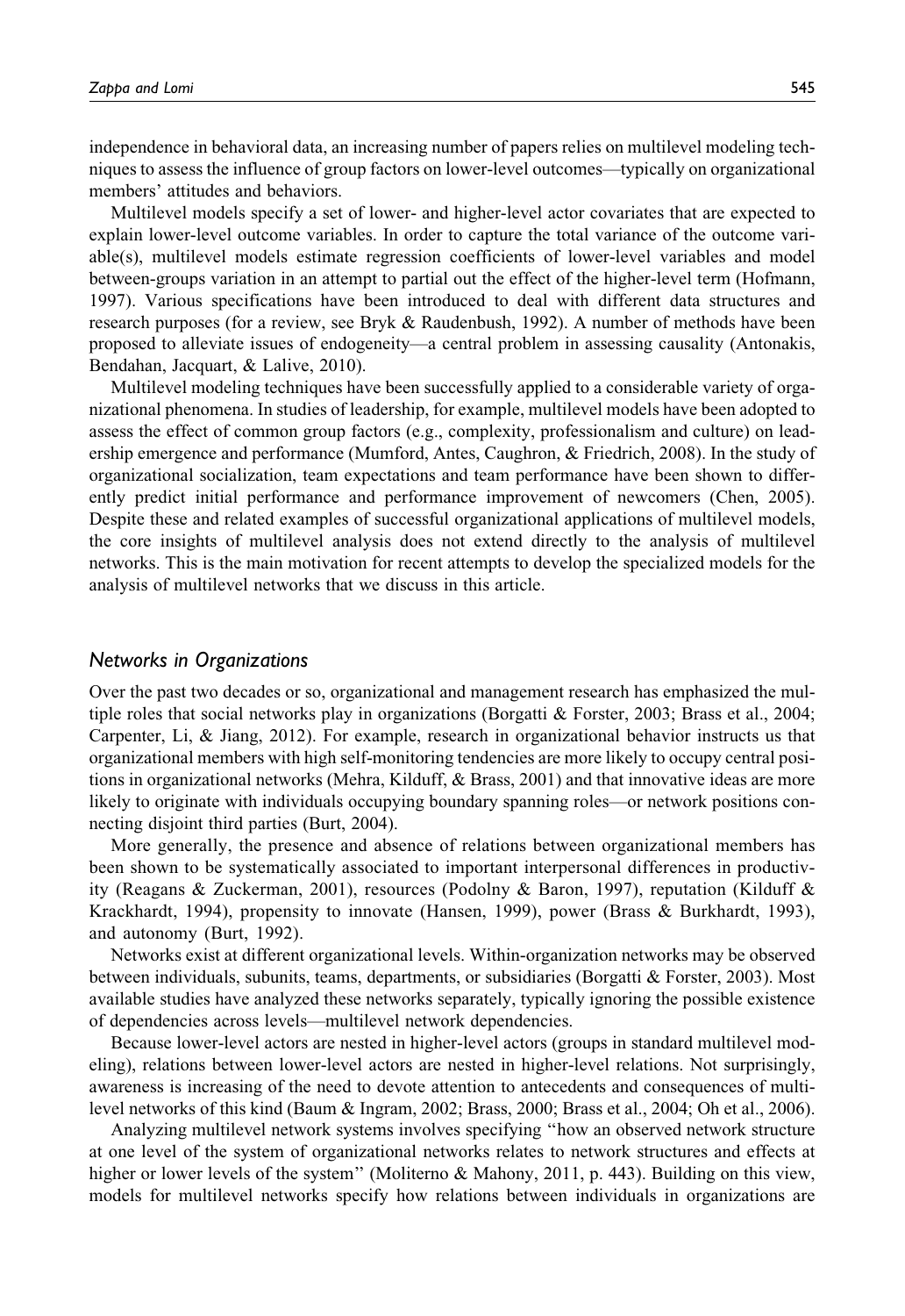independence in behavioral data, an increasing number of papers relies on multilevel modeling techniques to assess the influence of group factors on lower-level outcomes—typically on organizational members' attitudes and behaviors.

Multilevel models specify a set of lower- and higher-level actor covariates that are expected to explain lower-level outcome variables. In order to capture the total variance of the outcome variable(s), multilevel models estimate regression coefficients of lower-level variables and model between-groups variation in an attempt to partial out the effect of the higher-level term (Hofmann, 1997). Various specifications have been introduced to deal with different data structures and research purposes (for a review, see Bryk & Raudenbush, 1992). A number of methods have been proposed to alleviate issues of endogeneity—a central problem in assessing causality (Antonakis, Bendahan, Jacquart, & Lalive, 2010).

Multilevel modeling techniques have been successfully applied to a considerable variety of organizational phenomena. In studies of leadership, for example, multilevel models have been adopted to assess the effect of common group factors (e.g., complexity, professionalism and culture) on leadership emergence and performance (Mumford, Antes, Caughron, & Friedrich, 2008). In the study of organizational socialization, team expectations and team performance have been shown to differently predict initial performance and performance improvement of newcomers (Chen, 2005). Despite these and related examples of successful organizational applications of multilevel models, the core insights of multilevel analysis does not extend directly to the analysis of multilevel networks. This is the main motivation for recent attempts to develop the specialized models for the analysis of multilevel networks that we discuss in this article.

## Networks in Organizations

Over the past two decades or so, organizational and management research has emphasized the multiple roles that social networks play in organizations (Borgatti & Forster, 2003; Brass et al., 2004; Carpenter, Li, & Jiang, 2012). For example, research in organizational behavior instructs us that organizational members with high self-monitoring tendencies are more likely to occupy central positions in organizational networks (Mehra, Kilduff, & Brass, 2001) and that innovative ideas are more likely to originate with individuals occupying boundary spanning roles—or network positions connecting disjoint third parties (Burt, 2004).

More generally, the presence and absence of relations between organizational members has been shown to be systematically associated to important interpersonal differences in productivity (Reagans & Zuckerman, 2001), resources (Podolny & Baron, 1997), reputation (Kilduff & Krackhardt, 1994), propensity to innovate (Hansen, 1999), power (Brass & Burkhardt, 1993), and autonomy (Burt, 1992).

Networks exist at different organizational levels. Within-organization networks may be observed between individuals, subunits, teams, departments, or subsidiaries (Borgatti & Forster, 2003). Most available studies have analyzed these networks separately, typically ignoring the possible existence of dependencies across levels—multilevel network dependencies.

Because lower-level actors are nested in higher-level actors (groups in standard multilevel modeling), relations between lower-level actors are nested in higher-level relations. Not surprisingly, awareness is increasing of the need to devote attention to antecedents and consequences of multilevel networks of this kind (Baum & Ingram, 2002; Brass, 2000; Brass et al., 2004; Oh et al., 2006).

Analyzing multilevel network systems involves specifying "how an observed network structure at one level of the system of organizational networks relates to network structures and effects at higher or lower levels of the system" (Moliterno & Mahony, 2011, p. 443). Building on this view, models for multilevel networks specify how relations between individuals in organizations are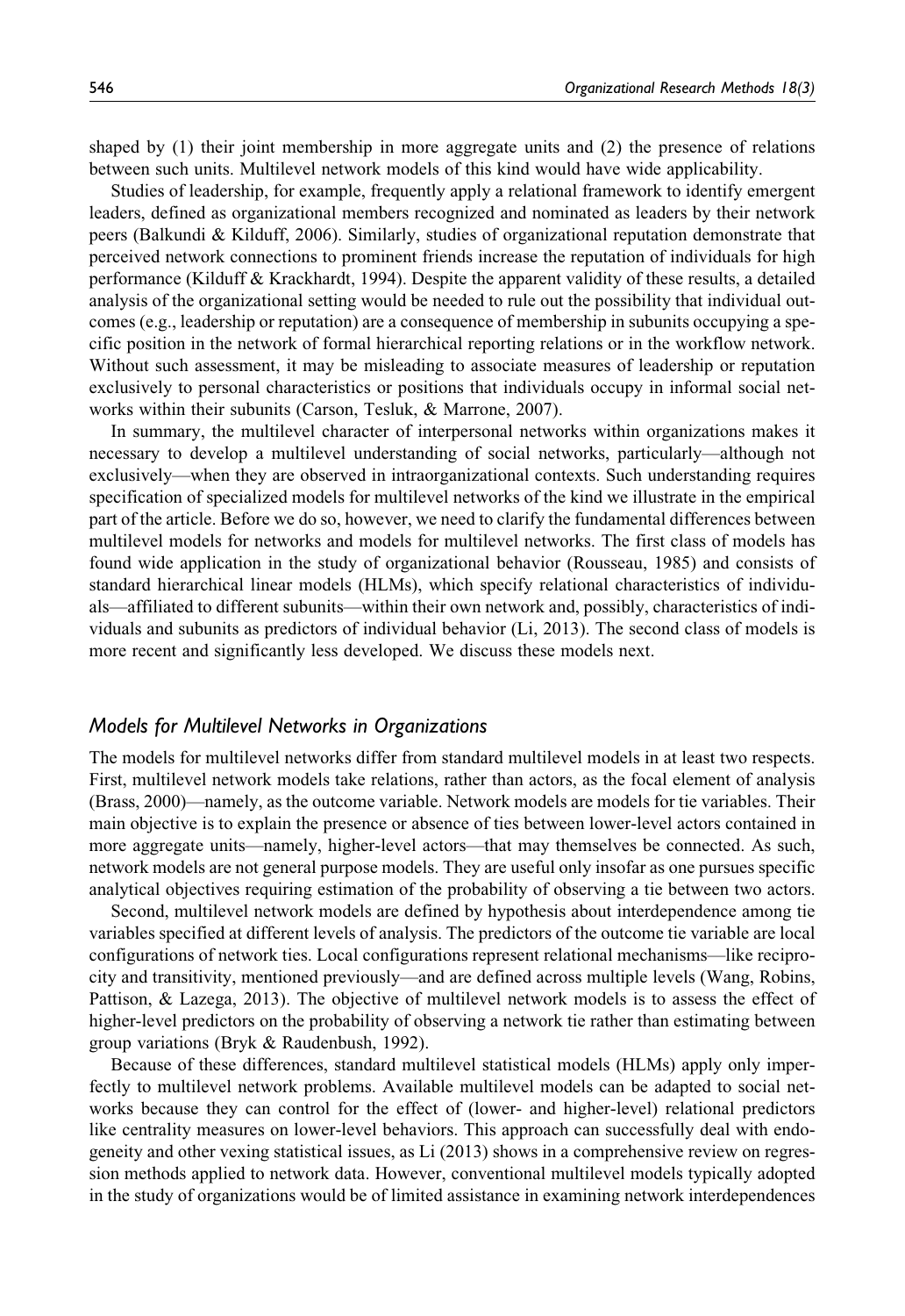shaped by (1) their joint membership in more aggregate units and (2) the presence of relations between such units. Multilevel network models of this kind would have wide applicability.

Studies of leadership, for example, frequently apply a relational framework to identify emergent leaders, defined as organizational members recognized and nominated as leaders by their network peers (Balkundi & Kilduff, 2006). Similarly, studies of organizational reputation demonstrate that perceived network connections to prominent friends increase the reputation of individuals for high performance (Kilduff & Krackhardt, 1994). Despite the apparent validity of these results, a detailed analysis of the organizational setting would be needed to rule out the possibility that individual outcomes (e.g., leadership or reputation) are a consequence of membership in subunits occupying a specific position in the network of formal hierarchical reporting relations or in the workflow network. Without such assessment, it may be misleading to associate measures of leadership or reputation exclusively to personal characteristics or positions that individuals occupy in informal social networks within their subunits (Carson, Tesluk, & Marrone, 2007).

In summary, the multilevel character of interpersonal networks within organizations makes it necessary to develop a multilevel understanding of social networks, particularly—although not exclusively—when they are observed in intraorganizational contexts. Such understanding requires specification of specialized models for multilevel networks of the kind we illustrate in the empirical part of the article. Before we do so, however, we need to clarify the fundamental differences between multilevel models for networks and models for multilevel networks. The first class of models has found wide application in the study of organizational behavior (Rousseau, 1985) and consists of standard hierarchical linear models (HLMs), which specify relational characteristics of individuals—affiliated to different subunits—within their own network and, possibly, characteristics of individuals and subunits as predictors of individual behavior (Li, 2013). The second class of models is more recent and significantly less developed. We discuss these models next.

## *Models for Multilevel Networks in Organizations*

The models for multilevel networks differ from standard multilevel models in at least two respects. First, multilevel network models take relations, rather than actors, as the focal element of analysis (Brass, 2000)—namely, as the outcome variable. Network models are models for tie variables. Their main objective is to explain the presence or absence of ties between lower-level actors contained in more aggregate units—namely, higher-level actors—that may themselves be connected. As such, network models are not general purpose models. They are useful only insofar as one pursues specific analytical objectives requiring estimation of the probability of observing a tie between two actors.

Second, multilevel network models are defined by hypothesis about interdependence among tie variables specified at different levels of analysis. The predictors of the outcome tie variable are local configurations of network ties. Local configurations represent relational mechanisms—like reciprocity and transitivity, mentioned previously—and are defined across multiple levels (Wang, Robins, Pattison, & Lazega, 2013). The objective of multilevel network models is to assess the effect of higher-level predictors on the probability of observing a network tie rather than estimating between group variations (Bryk & Raudenbush, 1992).

Because of these differences, standard multilevel statistical models (HLMs) apply only imperfectly to multilevel network problems. Available multilevel models can be adapted to social networks because they can control for the effect of (lower- and higher-level) relational predictors like centrality measures on lower-level behaviors. This approach can successfully deal with endogeneity and other vexing statistical issues, as Li (2013) shows in a comprehensive review on regression methods applied to network data. However, conventional multilevel models typically adopted in the study of organizations would be of limited assistance in examining network interdependences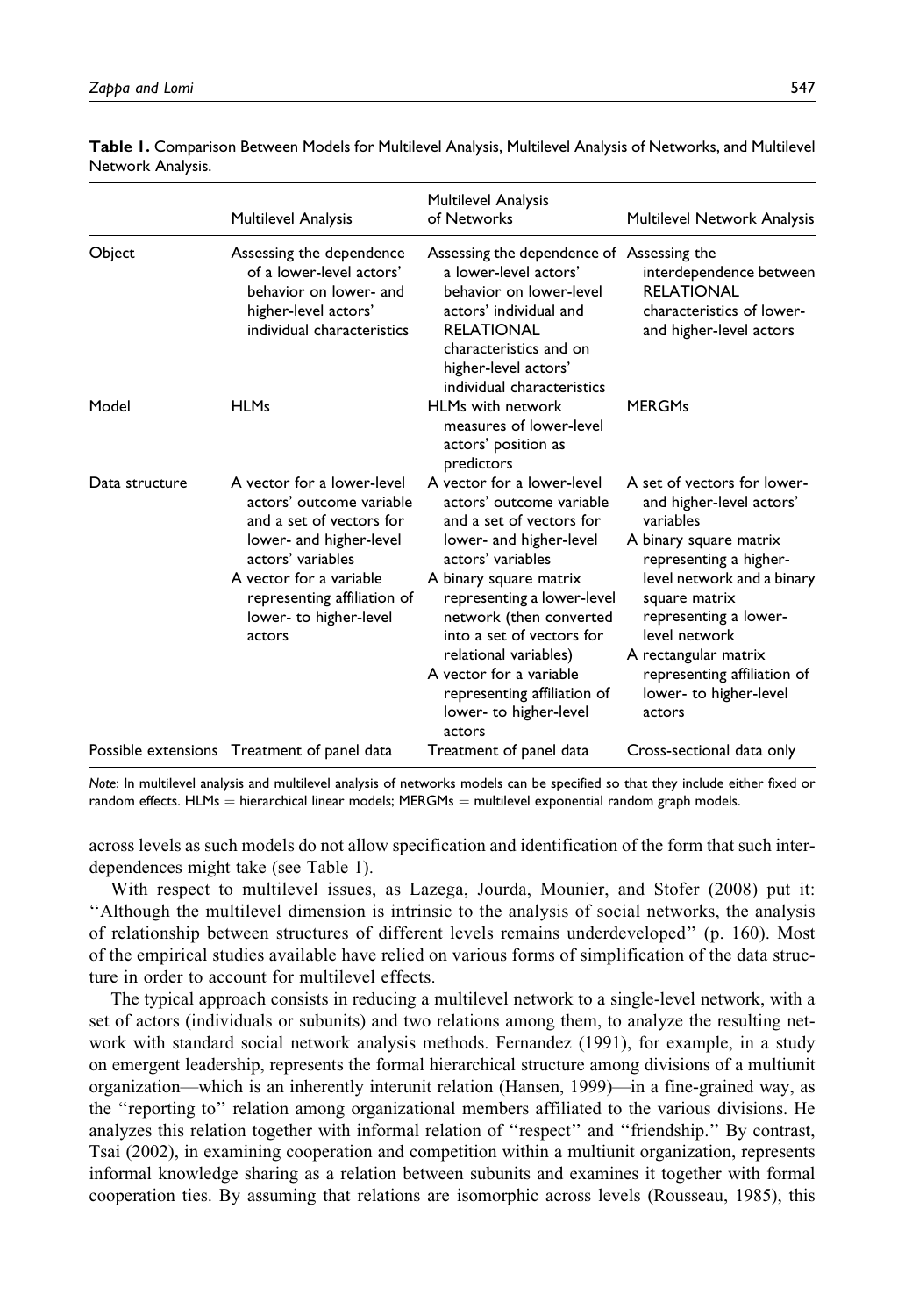**Table 1.** Comparison Between Models for Multilevel Analysis, Multilevel Analysis of Networks, and Multilevel Network Analysis.

| | Multilevel Analysis | Multilevel Analysis of Networks | Multilevel Network Analysis |
|---|---|---|---|
| Object | Assessing the dependence of a lower-level actors' behavior on lower- and higher-level actors' individual characteristics | Assessing the dependence of a lower-level actors' behavior on lower-level actors' individual and RELATIONAL characteristics and on higher-level actors' individual characteristics | Assessing the interdependence between RELATIONAL characteristics of lower- and higher-level actors |
| Model | HLMs | HLMs with network measures of lower-level actors' position as predictors | MERGMs |
| Data structure | A vector for a lower-level actors' outcome variable and a set of vectors for lower- and higher-level actors' variables<br>A vector for a variable representing affiliation of lower- to higher-level actors | A vector for a lower-level actors' outcome variable and a set of vectors for lower- and higher-level actors' variables<br>A binary square matrix representing a lower-level network (then converted into a set of vectors for relational variables)<br>A vector for a variable representing affiliation of lower- to higher-level actors | A set of vectors for lower- and higher-level actors' variables<br>A binary square matrix representing a higher-level network and a binary square matrix representing a lower-level network<br>A rectangular matrix representing affiliation of lower- to higher-level actors |
| Possible extensions | Treatment of panel data | Treatment of panel data | Cross-sectional data only |

*Note*: In multilevel analysis and multilevel analysis of networks models can be specified so that they include either fixed or random effects. HLMs = hierarchical linear models; MERGMs = multilevel exponential random graph models.

across levels as such models do not allow specification and identification of the form that such interdependences might take (see Table 1).

With respect to multilevel issues, as Lazega, Jourda, Mounier, and Stofer (2008) put it: "Although the multilevel dimension is intrinsic to the analysis of social networks, the analysis of relationship between structures of different levels remains underdeveloped" (p. 160). Most of the empirical studies available have relied on various forms of simplification of the data structure in order to account for multilevel effects.

The typical approach consists in reducing a multilevel network to a single-level network, with a set of actors (individuals or subunits) and two relations among them, to analyze the resulting network with standard social network analysis methods. Fernandez (1991), for example, in a study on emergent leadership, represents the formal hierarchical structure among divisions of a multiunit organization—which is an inherently interunit relation (Hansen, 1999)—in a fine-grained way, as the "reporting to" relation among organizational members affiliated to the various divisions. He analyzes this relation together with informal relation of "respect" and "friendship." By contrast, Tsai (2002), in examining cooperation and competition within a multiunit organization, represents informal knowledge sharing as a relation between subunits and examines it together with formal cooperation ties. By assuming that relations are isomorphic across levels (Rousseau, 1985), this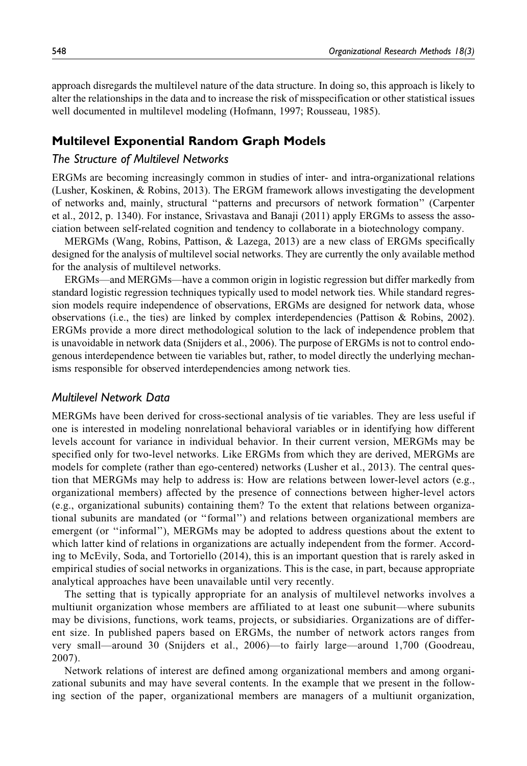approach disregards the multilevel nature of the data structure. In doing so, this approach is likely to alter the relationships in the data and to increase the risk of misspecification or other statistical issues well documented in multilevel modeling (Hofmann, 1997; Rousseau, 1985).

## Multilevel Exponential Random Graph Models

### *The Structure of Multilevel Networks*

ERGMs are becoming increasingly common in studies of inter- and intra-organizational relations (Lusher, Koskinen, & Robins, 2013). The ERGM framework allows investigating the development of networks and, mainly, structural ''patterns and precursors of network formation'' (Carpenter et al., 2012, p. 1340). For instance, Srivastava and Banaji (2011) apply ERGMs to assess the association between self-related cognition and tendency to collaborate in a biotechnology company.

MERGMs (Wang, Robins, Pattison, & Lazega, 2013) are a new class of ERGMs specifically designed for the analysis of multilevel social networks. They are currently the only available method for the analysis of multilevel networks.

ERGMs—and MERGMs—have a common origin in logistic regression but differ markedly from standard logistic regression techniques typically used to model network ties. While standard regression models require independence of observations, ERGMs are designed for network data, whose observations (i.e., the ties) are linked by complex interdependencies (Pattison & Robins, 2002). ERGMs provide a more direct methodological solution to the lack of independence problem that is unavoidable in network data (Snijders et al., 2006). The purpose of ERGMs is not to control endogenous interdependence between tie variables but, rather, to model directly the underlying mechanisms responsible for observed interdependencies among network ties.

### *Multilevel Network Data*

MERGMs have been derived for cross-sectional analysis of tie variables. They are less useful if one is interested in modeling nonrelational behavioral variables or in identifying how different levels account for variance in individual behavior. In their current version, MERGMs may be specified only for two-level networks. Like ERGMs from which they are derived, MERGMs are models for complete (rather than ego-centered) networks (Lusher et al., 2013). The central question that MERGMs may help to address is: How are relations between lower-level actors (e.g., organizational members) affected by the presence of connections between higher-level actors (e.g., organizational subunits) containing them? To the extent that relations between organizational subunits are mandated (or ''formal'') and relations between organizational members are emergent (or ''informal''), MERGMs may be adopted to address questions about the extent to which latter kind of relations in organizations are actually independent from the former. According to McEvily, Soda, and Tortoriello (2014), this is an important question that is rarely asked in empirical studies of social networks in organizations. This is the case, in part, because appropriate analytical approaches have been unavailable until very recently.

The setting that is typically appropriate for an analysis of multilevel networks involves a multiunit organization whose members are affiliated to at least one subunit—where subunits may be divisions, functions, work teams, projects, or subsidiaries. Organizations are of different size. In published papers based on ERGMs, the number of network actors ranges from very small—around 30 (Snijders et al., 2006)—to fairly large—around 1,700 (Goodreau, 2007).

Network relations of interest are defined among organizational members and among organizational subunits and may have several contents. In the example that we present in the following section of the paper, organizational members are managers of a multiunit organization,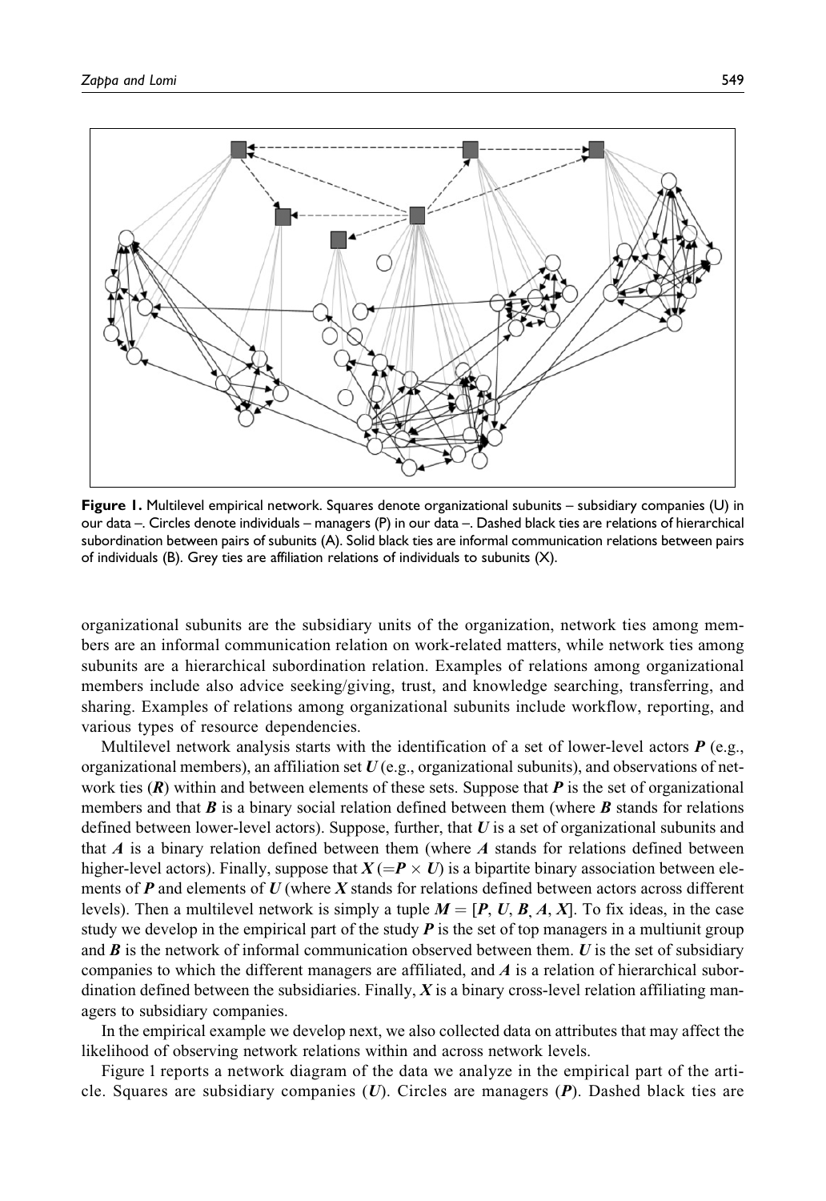**Figure 1.** Multilevel empirical network. Squares denote organizational subunits – subsidiary companies (U) in our data –. Circles denote individuals – managers (P) in our data –. Dashed black ties are relations of hierarchical subordination between pairs of subunits (A). Solid black ties are informal communication relations between pairs of individuals (B). Grey ties are affiliation relations of individuals to subunits (X).

organizational subunits are the subsidiary units of the organization, network ties among members are an informal communication relation on work-related matters, while network ties among subunits are a hierarchical subordination relation. Examples of relations among organizational members include also advice seeking/giving, trust, and knowledge searching, transferring, and sharing. Examples of relations among organizational subunits include workflow, reporting, and various types of resource dependencies.

Multilevel network analysis starts with the identification of a set of lower-level actors $\boldsymbol{P}$ (e.g., organizational members), an affiliation set $\boldsymbol{U}$ (e.g., organizational subunits), and observations of network ties ($\boldsymbol{R}$) within and between elements of these sets. Suppose that $\boldsymbol{P}$ is the set of organizational members and that $\boldsymbol{B}$ is a binary social relation defined between them (where $\boldsymbol{B}$ stands for relations defined between lower-level actors). Suppose, further, that $\boldsymbol{U}$ is a set of organizational subunits and that $\boldsymbol{A}$ is a binary relation defined between them (where $\boldsymbol{A}$ stands for relations defined between higher-level actors). Finally, suppose that $\boldsymbol{X} (= \boldsymbol{P} \times \boldsymbol{U})$ is a bipartite binary association between elements of $\boldsymbol{P}$ and elements of $\boldsymbol{U}$ (where $\boldsymbol{X}$ stands for relations defined between actors across different levels). Then a multilevel network is simply a tuple $\boldsymbol{M} = [\boldsymbol{P}, \boldsymbol{U}, \boldsymbol{B}, \boldsymbol{A}, \boldsymbol{X}]$. To fix ideas, in the case study we develop in the empirical part of the study $\boldsymbol{P}$ is the set of top managers in a multiunit group and $\boldsymbol{B}$ is the network of informal communication observed between them. $\boldsymbol{U}$ is the set of subsidiary companies to which the different managers are affiliated, and $\boldsymbol{A}$ is a relation of hierarchical subordination defined between the subsidiaries. Finally, $\boldsymbol{X}$ is a binary cross-level relation affiliating managers to subsidiary companies.

In the empirical example we develop next, we also collected data on attributes that may affect the likelihood of observing network relations within and across network levels.

Figure 1 reports a network diagram of the data we analyze in the empirical part of the article. Squares are subsidiary companies ($\boldsymbol{U}$). Circles are managers ($\boldsymbol{P}$). Dashed black ties are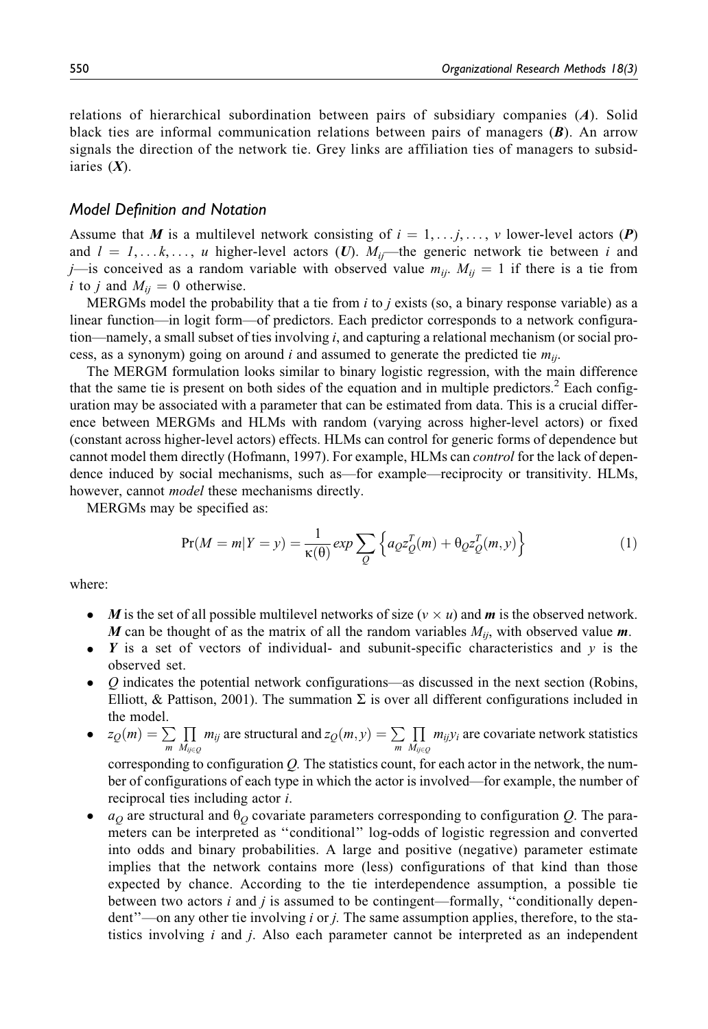relations of hierarchical subordination between pairs of subsidiary companies (***A***). Solid black ties are informal communication relations between pairs of managers (***B***). An arrow signals the direction of the network tie. Grey links are affiliation ties of managers to subsidiaries (***X***).

## Model Definition and Notation

Assume that $\boldsymbol{M}$ is a multilevel network consisting of $i = 1, \ldots j, \ldots, v$ lower-level actors ($\boldsymbol{P}$) and $l = 1, \ldots k, \ldots, u$ higher-level actors ($\boldsymbol{U}$). $M_{ij}$—the generic network tie between $i$ and $j$—is conceived as a random variable with observed value $m_{ij}$. $M_{ij} = 1$ if there is a tie from $i$ to $j$ and $M_{ij} = 0$ otherwise.

MERGMs model the probability that a tie from $i$ to $j$ exists (so, a binary response variable) as a linear function—in logit form—of predictors. Each predictor corresponds to a network configuration—namely, a small subset of ties involving $i$, and capturing a relational mechanism (or social process, as a synonym) going on around $i$ and assumed to generate the predicted tie $m_{ij}$.

The MERGM formulation looks similar to binary logistic regression, with the main difference that the same tie is present on both sides of the equation and in multiple predictors.[2] Each configuration may be associated with a parameter that can be estimated from data. This is a crucial difference between MERGMs and HLMs with random (varying across higher-level actors) or fixed (constant across higher-level actors) effects. HLMs can control for generic forms of dependence but cannot model them directly (Hofmann, 1997). For example, HLMs can *control* for the lack of dependence induced by social mechanisms, such as—for example—reciprocity or transitivity. HLMs, however, cannot *model* these mechanisms directly.

MERGMs may be specified as:

$$\Pr(M = m | Y = y) = \frac{1}{\kappa(\theta)} exp \sum_{Q} \left\{ a_Q z_Q^T(m) + \theta_Q z_Q^T(m, y) \right\} \tag{1}$$

where:

- $\boldsymbol{M}$ is the set of all possible multilevel networks of size ($v \times u$) and $\boldsymbol{m}$ is the observed network. $\boldsymbol{M}$ can be thought of as the matrix of all the random variables $M_{ij}$, with observed value $\boldsymbol{m}$.
- $\boldsymbol{Y}$ is a set of vectors of individual- and subunit-specific characteristics and $y$ is the observed set.
- $Q$ indicates the potential network configurations—as discussed in the next section (Robins, Elliott, & Pattison, 2001). The summation $\Sigma$ is over all different configurations included in the model.
- $z_Q(m) = \sum_{m} \prod_{M_{ij} \in Q} m_{ij}$ are structural and $z_Q(m, y) = \sum_{m} \prod_{M_{ij} \in Q} m_{ij} y_i$ are covariate network statistics corresponding to configuration $Q$. The statistics count, for each actor in the network, the number of configurations of each type in which the actor is involved—for example, the number of reciprocal ties including actor $i$.
- $a_Q$ are structural and $\theta_Q$ covariate parameters corresponding to configuration $Q$. The parameters can be interpreted as ''conditional'' log-odds of logistic regression and converted into odds and binary probabilities. A large and positive (negative) parameter estimate implies that the network contains more (less) configurations of that kind than those expected by chance. According to the tie interdependence assumption, a possible tie between two actors $i$ and $j$ is assumed to be contingent—formally, ''conditionally dependent''—on any other tie involving $i$ or $j$. The same assumption applies, therefore, to the statistics involving $i$ and $j$. Also each parameter cannot be interpreted as an independent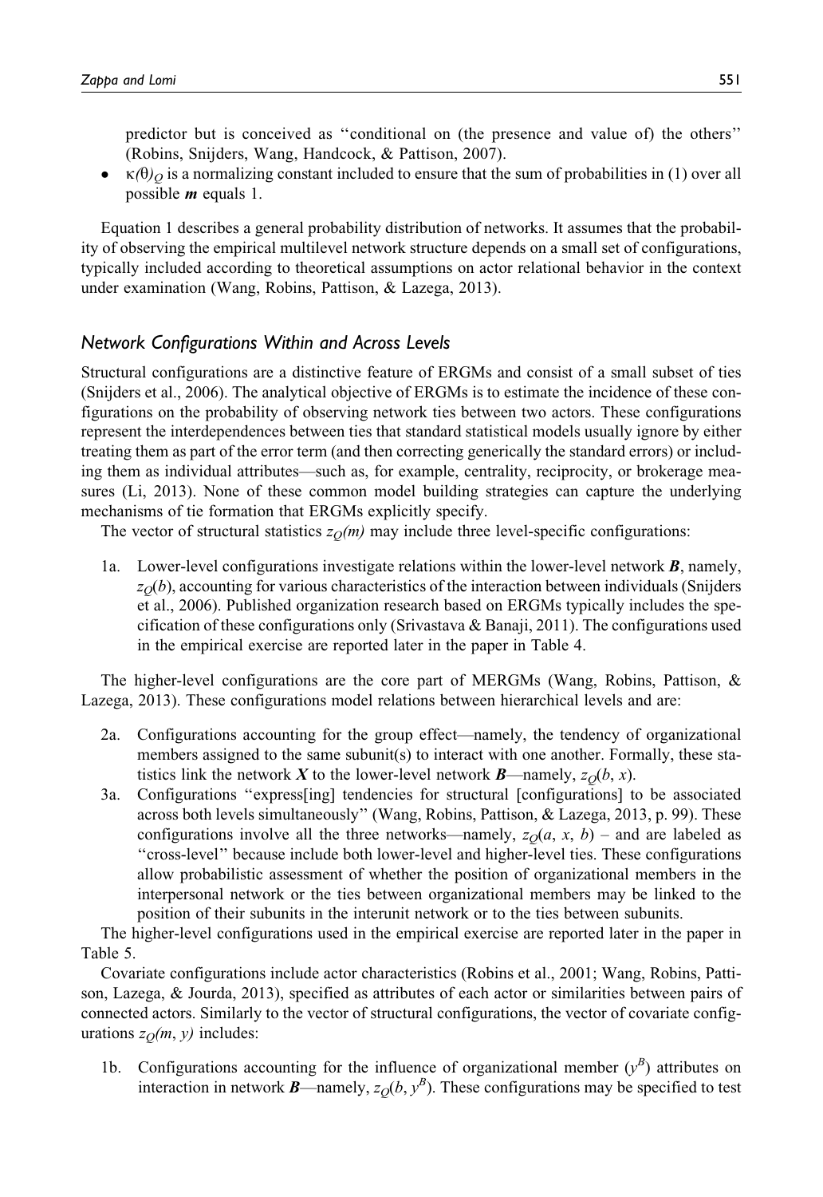predictor but is conceived as "conditional on (the presence and value of) the others" (Robins, Snijders, Wang, Handcock, & Pattison, 2007).

- $\kappa(\theta)_Q$ is a normalizing constant included to ensure that the sum of probabilities in (1) over all possible $\boldsymbol{m}$ equals 1.

Equation 1 describes a general probability distribution of networks. It assumes that the probability of observing the empirical multilevel network structure depends on a small set of configurations, typically included according to theoretical assumptions on actor relational behavior in the context under examination (Wang, Robins, Pattison, & Lazega, 2013).

### *Network Configurations Within and Across Levels*

Structural configurations are a distinctive feature of ERGMs and consist of a small subset of ties (Snijders et al., 2006). The analytical objective of ERGMs is to estimate the incidence of these configurations on the probability of observing network ties between two actors. These configurations represent the interdependences between ties that standard statistical models usually ignore by either treating them as part of the error term (and then correcting generically the standard errors) or including them as individual attributes—such as, for example, centrality, reciprocity, or brokerage measures (Li, 2013). None of these common model building strategies can capture the underlying mechanisms of tie formation that ERGMs explicitly specify.

The vector of structural statistics $z_Q(m)$ may include three level-specific configurations:

1a. Lower-level configurations investigate relations within the lower-level network $\boldsymbol{B}$, namely, $z_Q(b)$, accounting for various characteristics of the interaction between individuals (Snijders et al., 2006). Published organization research based on ERGMs typically includes the specification of these configurations only (Srivastava & Banaji, 2011). The configurations used in the empirical exercise are reported later in the paper in Table 4.

The higher-level configurations are the core part of MERGMs (Wang, Robins, Pattison, & Lazega, 2013). These configurations model relations between hierarchical levels and are:

2a. Configurations accounting for the group effect—namely, the tendency of organizational members assigned to the same subunit(s) to interact with one another. Formally, these statistics link the network $\boldsymbol{X}$ to the lower-level network $\boldsymbol{B}$—namely, $z_Q(b, x)$.

3a. Configurations "express[ing] tendencies for structural [configurations] to be associated across both levels simultaneously" (Wang, Robins, Pattison, & Lazega, 2013, p. 99). These configurations involve all the three networks—namely, $z_Q(a, x, b)$ – and are labeled as "cross-level" because include both lower-level and higher-level ties. These configurations allow probabilistic assessment of whether the position of organizational members in the interpersonal network or the ties between organizational members may be linked to the position of their subunits in the interunit network or to the ties between subunits.

The higher-level configurations used in the empirical exercise are reported later in the paper in Table 5.

Covariate configurations include actor characteristics (Robins et al., 2001; Wang, Robins, Pattison, Lazega, & Jourda, 2013), specified as attributes of each actor or similarities between pairs of connected actors. Similarly to the vector of structural configurations, the vector of covariate configurations $z_Q(m, y)$ includes:

1b. Configurations accounting for the influence of organizational member ($y^B$) attributes on interaction in network $\boldsymbol{B}$—namely, $z_Q(b, y^B)$. These configurations may be specified to test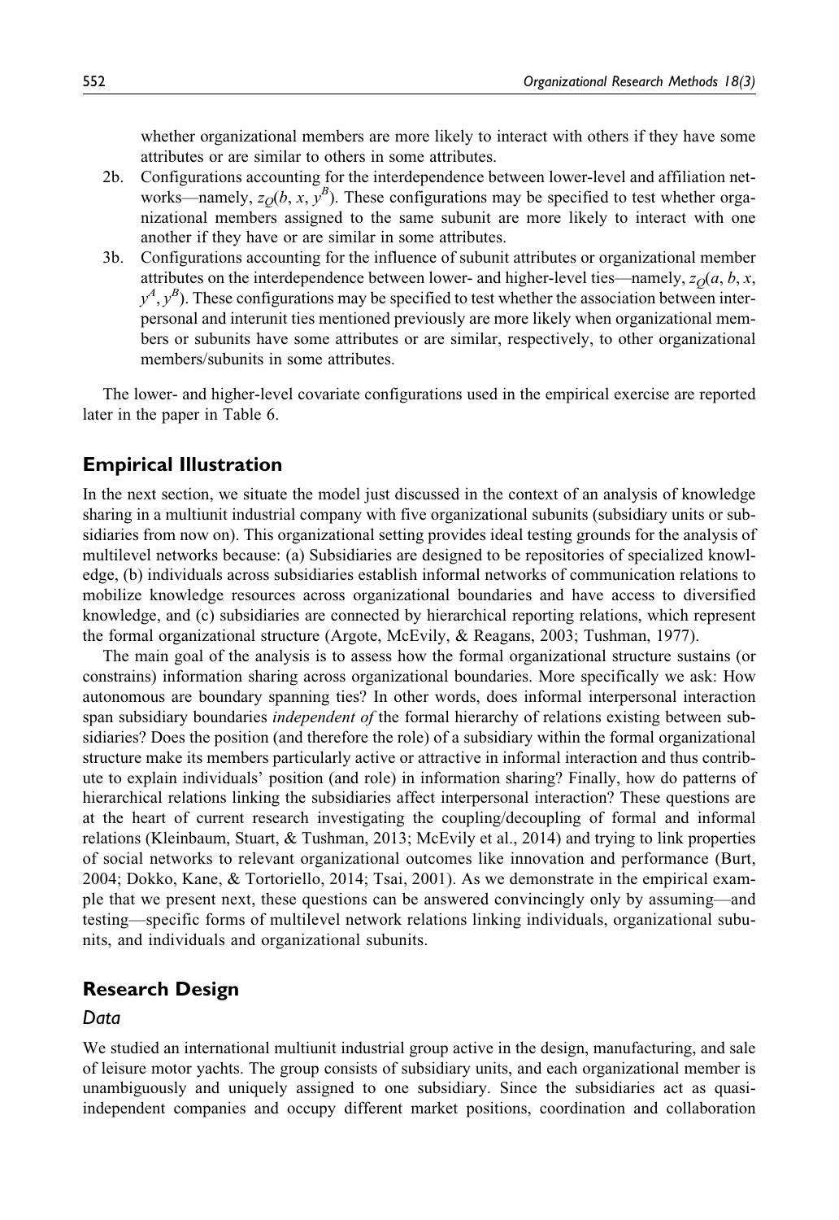whether organizational members are more likely to interact with others if they have some attributes or are similar to others in some attributes.

2b. Configurations accounting for the interdependence between lower-level and affiliation networks—namely, $z_Q(b, x, y^B)$. These configurations may be specified to test whether organizational members assigned to the same subunit are more likely to interact with one another if they have or are similar in some attributes.

3b. Configurations accounting for the influence of subunit attributes or organizational member attributes on the interdependence between lower- and higher-level ties—namely, $z_Q(a, b, x, y^A, y^B)$. These configurations may be specified to test whether the association between interpersonal and interunit ties mentioned previously are more likely when organizational members or subunits have some attributes or are similar, respectively, to other organizational members/subunits in some attributes.

The lower- and higher-level covariate configurations used in the empirical exercise are reported later in the paper in Table 6.

## Empirical Illustration

In the next section, we situate the model just discussed in the context of an analysis of knowledge sharing in a multiunit industrial company with five organizational subunits (subsidiary units or subsidiaries from now on). This organizational setting provides ideal testing grounds for the analysis of multilevel networks because: (a) Subsidiaries are designed to be repositories of specialized knowledge, (b) individuals across subsidiaries establish informal networks of communication relations to mobilize knowledge resources across organizational boundaries and have access to diversified knowledge, and (c) subsidiaries are connected by hierarchical reporting relations, which represent the formal organizational structure (Argote, McEvily, & Reagans, 2003; Tushman, 1977).

The main goal of the analysis is to assess how the formal organizational structure sustains (or constrains) information sharing across organizational boundaries. More specifically we ask: How autonomous are boundary spanning ties? In other words, does informal interpersonal interaction span subsidiary boundaries *independent of* the formal hierarchy of relations existing between subsidiaries? Does the position (and therefore the role) of a subsidiary within the formal organizational structure make its members particularly active or attractive in informal interaction and thus contribute to explain individuals' position (and role) in information sharing? Finally, how do patterns of hierarchical relations linking the subsidiaries affect interpersonal interaction? These questions are at the heart of current research investigating the coupling/decoupling of formal and informal relations (Kleinbaum, Stuart, & Tushman, 2013; McEvily et al., 2014) and trying to link properties of social networks to relevant organizational outcomes like innovation and performance (Burt, 2004; Dokko, Kane, & Tortoriello, 2014; Tsai, 2001). As we demonstrate in the empirical example that we present next, these questions can be answered convincingly only by assuming—and testing—specific forms of multilevel network relations linking individuals, organizational subunits, and individuals and organizational subunits.

## Research Design

### Data

We studied an international multiunit industrial group active in the design, manufacturing, and sale of leisure motor yachts. The group consists of subsidiary units, and each organizational member is unambiguously and uniquely assigned to one subsidiary. Since the subsidiaries act as quasi-independent companies and occupy different market positions, coordination and collaboration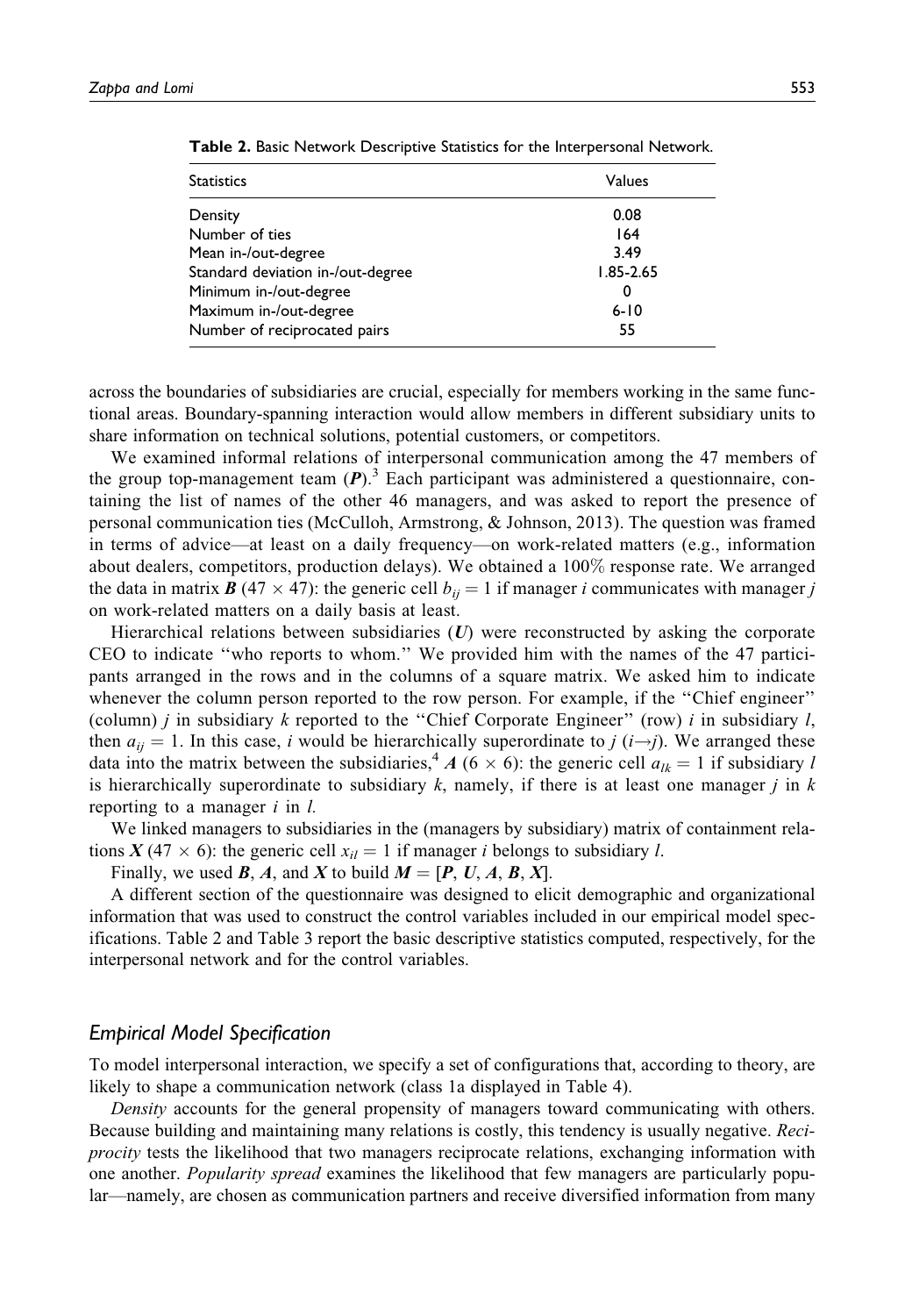**Table 2.** Basic Network Descriptive Statistics for the Interpersonal Network.

| Statistics | Values |
|---|---|
| Density | 0.08 |
| Number of ties | 164 |
| Mean in-/out-degree | 3.49 |
| Standard deviation in-/out-degree | 1.85-2.65 |
| Minimum in-/out-degree | 0 |
| Maximum in-/out-degree | 6-10 |
| Number of reciprocated pairs | 55 |

across the boundaries of subsidiaries are crucial, especially for members working in the same functional areas. Boundary-spanning interaction would allow members in different subsidiary units to share information on technical solutions, potential customers, or competitors.

We examined informal relations of interpersonal communication among the 47 members of the group top-management team ($\boldsymbol{P}$).[3] Each participant was administered a questionnaire, containing the list of names of the other 46 managers, and was asked to report the presence of personal communication ties (McCulloh, Armstrong, & Johnson, 2013). The question was framed in terms of advice—at least on a daily frequency—on work-related matters (e.g., information about dealers, competitors, production delays). We obtained a 100% response rate. We arranged the data in matrix $\boldsymbol{B}$ (47 $\times$ 47): the generic cell $b_{ij} = 1$ if manager $i$ communicates with manager $j$ on work-related matters on a daily basis at least.

Hierarchical relations between subsidiaries ($\boldsymbol{U}$) were reconstructed by asking the corporate CEO to indicate "who reports to whom." We provided him with the names of the 47 participants arranged in the rows and in the columns of a square matrix. We asked him to indicate whenever the column person reported to the row person. For example, if the "Chief engineer" (column) $j$ in subsidiary $k$ reported to the "Chief Corporate Engineer" (row) $i$ in subsidiary $l$, then $a_{ij} = 1$. In this case, $i$ would be hierarchically superordinate to $j$ ($i \rightarrow j$). We arranged these data into the matrix between the subsidiaries,[4] $\boldsymbol{A}$ (6 $\times$ 6): the generic cell $a_{lk} = 1$ if subsidiary $l$ is hierarchically superordinate to subsidiary $k$, namely, if there is at least one manager $j$ in $k$ reporting to a manager $i$ in $l$.

We linked managers to subsidiaries in the (managers by subsidiary) matrix of containment relations $\boldsymbol{X}$ (47 $\times$ 6): the generic cell $x_{il} = 1$ if manager $i$ belongs to subsidiary $l$.

Finally, we used $\boldsymbol{B}$, $\boldsymbol{A}$, and $\boldsymbol{X}$ to build $\boldsymbol{M} = [\boldsymbol{P}, \boldsymbol{U}, \boldsymbol{A}, \boldsymbol{B}, \boldsymbol{X}]$.

A different section of the questionnaire was designed to elicit demographic and organizational information that was used to construct the control variables included in our empirical model specifications. Table 2 and Table 3 report the basic descriptive statistics computed, respectively, for the interpersonal network and for the control variables.

### Empirical Model Specification

To model interpersonal interaction, we specify a set of configurations that, according to theory, are likely to shape a communication network (class 1a displayed in Table 4).

*Density* accounts for the general propensity of managers toward communicating with others. Because building and maintaining many relations is costly, this tendency is usually negative. *Reciprocity* tests the likelihood that two managers reciprocate relations, exchanging information with one another. *Popularity spread* examines the likelihood that few managers are particularly popular—namely, are chosen as communication partners and receive diversified information from many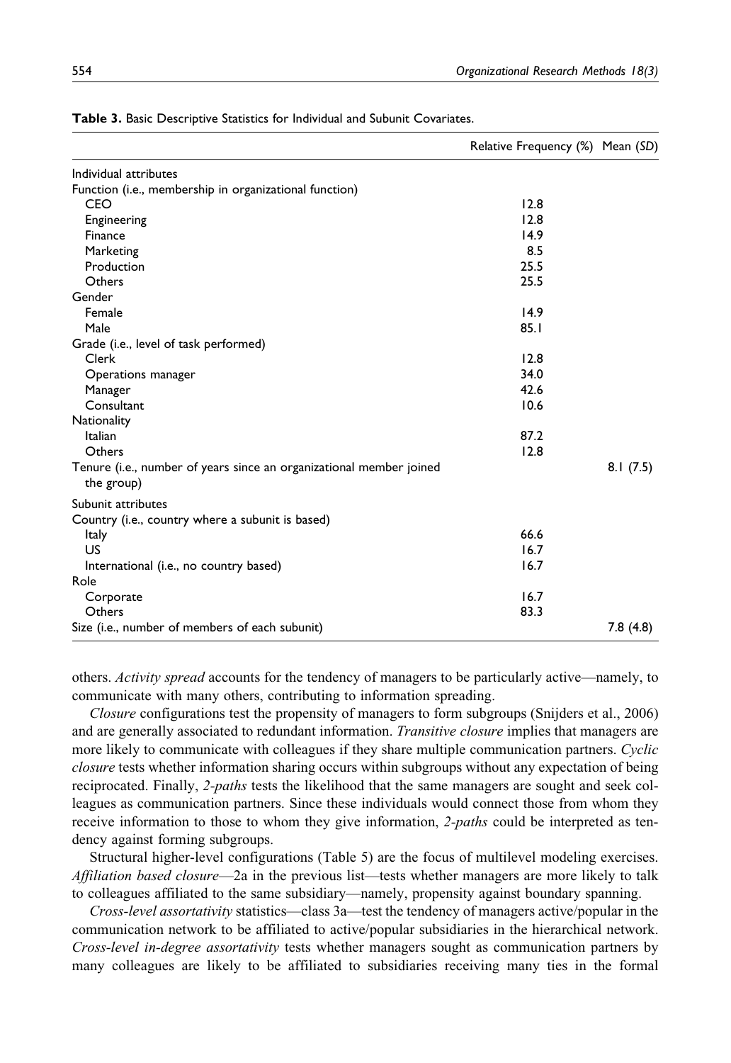**Table 3.** Basic Descriptive Statistics for Individual and Subunit Covariates.

| | Relative Frequency (%) | Mean (SD) |
|---|---|---|
| Individual attributes | | |
| Function (i.e., membership in organizational function) | | |
| CEO | 12.8 | |
| Engineering | 12.8 | |
| Finance | 14.9 | |
| Marketing | 8.5 | |
| Production | 25.5 | |
| Others | 25.5 | |
| Gender | | |
| Female | 14.9 | |
| Male | 85.1 | |
| Grade (i.e., level of task performed) | | |
| Clerk | 12.8 | |
| Operations manager | 34.0 | |
| Manager | 42.6 | |
| Consultant | 10.6 | |
| Nationality | | |
| Italian | 87.2 | |
| Others | 12.8 | |
| Tenure (i.e., number of years since an organizational member joined the group) | | 8.1 (7.5) |
| Subunit attributes | | |
| Country (i.e., country where a subunit is based) | | |
| Italy | 66.6 | |
| US | 16.7 | |
| International (i.e., no country based) | 16.7 | |
| Role | | |
| Corporate | 16.7 | |
| Others | 83.3 | |
| Size (i.e., number of members of each subunit) | | 7.8 (4.8) |

others. *Activity spread* accounts for the tendency of managers to be particularly active—namely, to communicate with many others, contributing to information spreading.

*Closure* configurations test the propensity of managers to form subgroups (Snijders et al., 2006) and are generally associated to redundant information. *Transitive closure* implies that managers are more likely to communicate with colleagues if they share multiple communication partners. *Cyclic closure* tests whether information sharing occurs within subgroups without any expectation of being reciprocated. Finally, *2-paths* tests the likelihood that the same managers are sought and seek colleagues as communication partners. Since these individuals would connect those from whom they receive information to those to whom they give information, *2-paths* could be interpreted as tendency against forming subgroups.

Structural higher-level configurations (Table 5) are the focus of multilevel modeling exercises. *Affiliation based closure*—2a in the previous list—tests whether managers are more likely to talk to colleagues affiliated to the same subsidiary—namely, propensity against boundary spanning.

*Cross-level assortativity* statistics—class 3a—test the tendency of managers active/popular in the communication network to be affiliated to active/popular subsidiaries in the hierarchical network. *Cross-level in-degree assortativity* tests whether managers sought as communication partners by many colleagues are likely to be affiliated to subsidiaries receiving many ties in the formal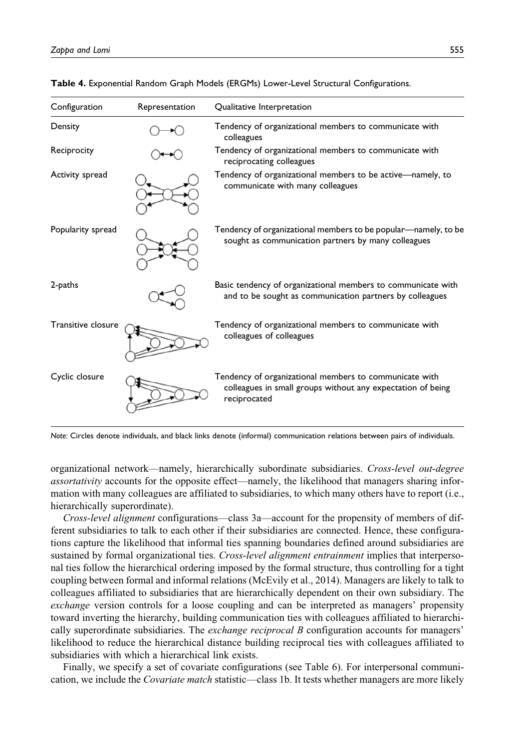**Table 4.** Exponential Random Graph Models (ERGMs) Lower-Level Structural Configurations.

| Configuration | Representation | Qualitative Interpretation |
| --- | --- | --- |
| Density | | Tendency of organizational members to communicate with colleagues |
| Reciprocity | | Tendency of organizational members to communicate with reciprocating colleagues |
| Activity spread | | Tendency of organizational members to be active—namely, to communicate with many colleagues |
| Popularity spread | | Tendency of organizational members to be popular—namely, to be sought as communication partners by many colleagues |
| 2-paths | | Basic tendency of organizational members to communicate with and to be sought as communication partners by colleagues |
| Transitive closure | | Tendency of organizational members to communicate with colleagues of colleagues |
| Cyclic closure | | Tendency of organizational members to communicate with colleagues in small groups without any expectation of being reciprocated |

*Note:* Circles denote individuals, and black links denote (informal) communication relations between pairs of individuals.

organizational network—namely, hierarchically subordinate subsidiaries. *Cross-level out-degree assortativity* accounts for the opposite effect—namely, the likelihood that managers sharing information with many colleagues are affiliated to subsidiaries, to which many others have to report (i.e., hierarchically superordinate).

*Cross-level alignment* configurations—class 3a—account for the propensity of members of different subsidiaries to talk to each other if their subsidiaries are connected. Hence, these configurations capture the likelihood that informal ties spanning boundaries defined around subsidiaries are sustained by formal organizational ties. *Cross-level alignment entrainment* implies that interpersonal ties follow the hierarchical ordering imposed by the formal structure, thus controlling for a tight coupling between formal and informal relations (McEvily et al., 2014). Managers are likely to talk to colleagues affiliated to subsidiaries that are hierarchically dependent on their own subsidiary. The *exchange* version controls for a loose coupling and can be interpreted as managers' propensity toward inverting the hierarchy, building communication ties with colleagues affiliated to hierarchically superordinate subsidiaries. The *exchange reciprocal B* configuration accounts for managers' likelihood to reduce the hierarchical distance building reciprocal ties with colleagues affiliated to subsidiaries with which a hierarchical link exists.

Finally, we specify a set of covariate configurations (see Table 6). For interpersonal communication, we include the *Covariate match* statistic—class 1b. It tests whether managers are more likely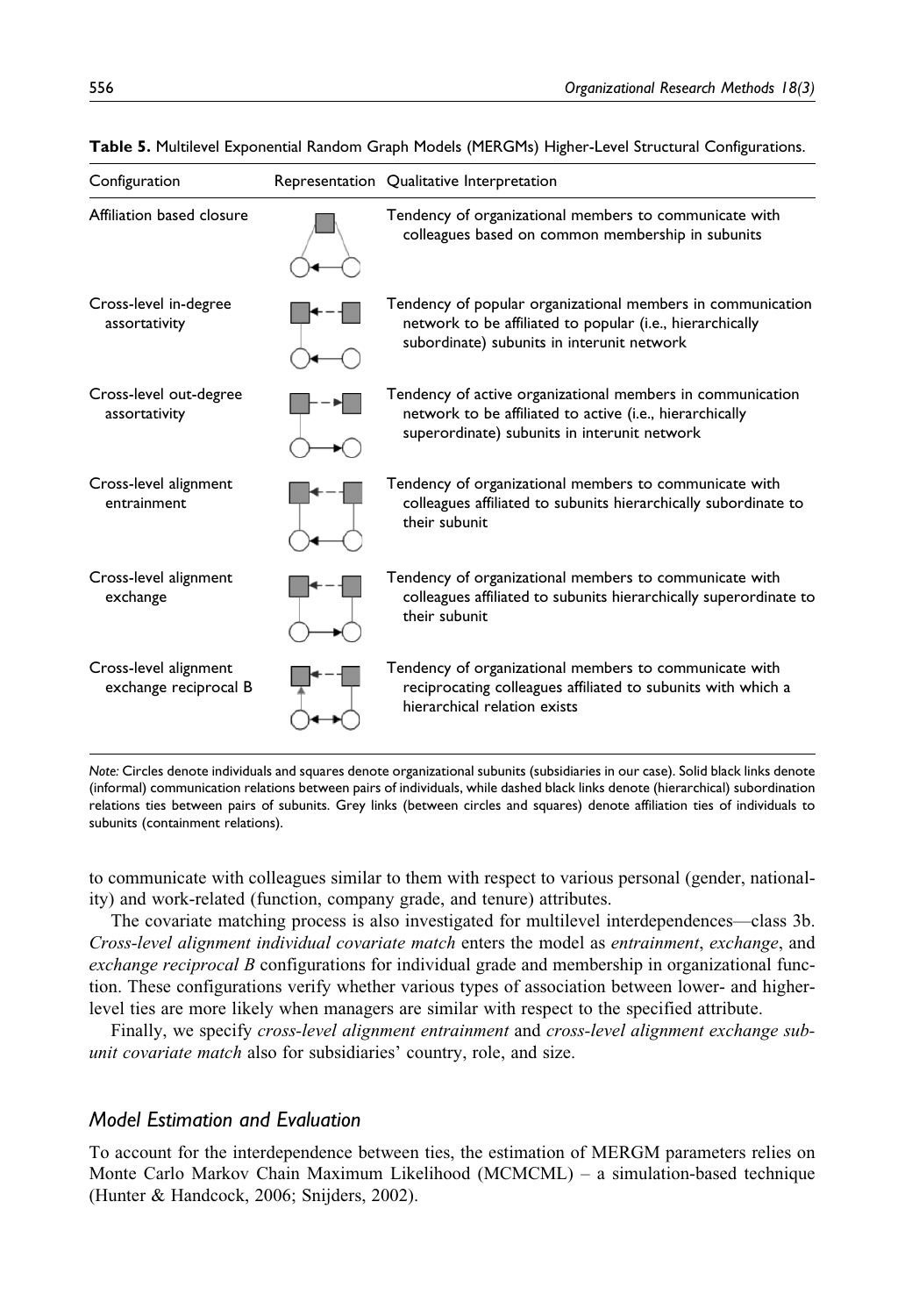**Table 5.** Multilevel Exponential Random Graph Models (MERGMs) Higher-Level Structural Configurations.

| Configuration | Representation | Qualitative Interpretation |
|---|---|---|
| Affiliation based closure | | Tendency of organizational members to communicate with colleagues based on common membership in subunits |
| Cross-level in-degree assortativity | | Tendency of popular organizational members in communication network to be affiliated to popular (i.e., hierarchically subordinate) subunits in interunit network |
| Cross-level out-degree assortativity | | Tendency of active organizational members in communication network to be affiliated to active (i.e., hierarchically superordinate) subunits in interunit network |
| Cross-level alignment entrainment | | Tendency of organizational members to communicate with colleagues affiliated to subunits hierarchically subordinate to their subunit |
| Cross-level alignment exchange | | Tendency of organizational members to communicate with colleagues affiliated to subunits hierarchically superordinate to their subunit |
| Cross-level alignment exchange reciprocal B | | Tendency of organizational members to communicate with reciprocating colleagues affiliated to subunits with which a hierarchical relation exists |

*Note:* Circles denote individuals and squares denote organizational subunits (subsidiaries in our case). Solid black links denote (informal) communication relations between pairs of individuals, while dashed black links denote (hierarchical) subordination relations ties between pairs of subunits. Grey links (between circles and squares) denote affiliation ties of individuals to subunits (containment relations).

to communicate with colleagues similar to them with respect to various personal (gender, nationality) and work-related (function, company grade, and tenure) attributes.

The covariate matching process is also investigated for multilevel interdependences—class 3b. *Cross-level alignment individual covariate match* enters the model as *entrainment*, *exchange*, and *exchange reciprocal B* configurations for individual grade and membership in organizational function. These configurations verify whether various types of association between lower- and higher-level ties are more likely when managers are similar with respect to the specified attribute.

Finally, we specify *cross-level alignment entrainment* and *cross-level alignment exchange subunit covariate match* also for subsidiaries' country, role, and size.

## Model Estimation and Evaluation

To account for the interdependence between ties, the estimation of MERGM parameters relies on Monte Carlo Markov Chain Maximum Likelihood (MCMCML) – a simulation-based technique (Hunter & Handcock, 2006; Snijders, 2002).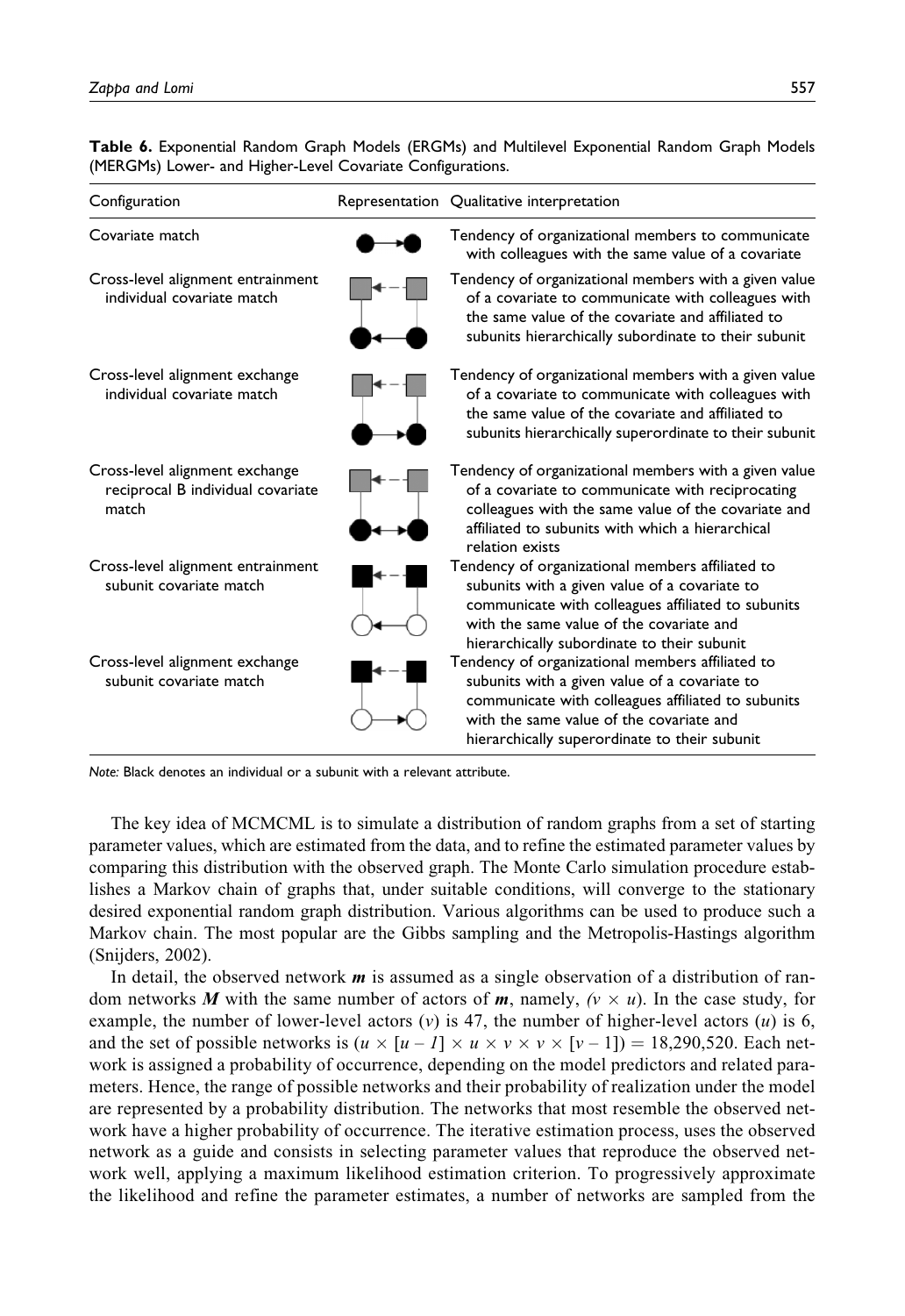**Table 6.** Exponential Random Graph Models (ERGMs) and Multilevel Exponential Random Graph Models (MERGMs) Lower- and Higher-Level Covariate Configurations.

| Configuration | Representation | Qualitative interpretation |
|---|---|---|
| Covariate match | | Tendency of organizational members to communicate with colleagues with the same value of a covariate |
| Cross-level alignment entrainment individual covariate match | | Tendency of organizational members with a given value of a covariate to communicate with colleagues with the same value of the covariate and affiliated to subunits hierarchically subordinate to their subunit |
| Cross-level alignment exchange individual covariate match | | Tendency of organizational members with a given value of a covariate to communicate with colleagues with the same value of the covariate and affiliated to subunits hierarchically superordinate to their subunit |
| Cross-level alignment exchange reciprocal B individual covariate match | | Tendency of organizational members with a given value of a covariate to communicate with reciprocating colleagues with the same value of the covariate and affiliated to subunits with which a hierarchical relation exists |
| Cross-level alignment entrainment subunit covariate match | | Tendency of organizational members affiliated to subunits with a given value of a covariate to communicate with colleagues affiliated to subunits with the same value of the covariate and hierarchically subordinate to their subunit |
| Cross-level alignment exchange subunit covariate match | | Tendency of organizational members affiliated to subunits with a given value of a covariate to communicate with colleagues affiliated to subunits with the same value of the covariate and hierarchically superordinate to their subunit |

*Note:* Black denotes an individual or a subunit with a relevant attribute.

The key idea of MCMCML is to simulate a distribution of random graphs from a set of starting parameter values, which are estimated from the data, and to refine the estimated parameter values by comparing this distribution with the observed graph. The Monte Carlo simulation procedure establishes a Markov chain of graphs that, under suitable conditions, will converge to the stationary desired exponential random graph distribution. Various algorithms can be used to produce such a Markov chain. The most popular are the Gibbs sampling and the Metropolis-Hastings algorithm (Snijders, 2002).

In detail, the observed network $\boldsymbol{m}$ is assumed as a single observation of a distribution of random networks $\boldsymbol{M}$ with the same number of actors of $\boldsymbol{m}$, namely, $(v \times u)$. In the case study, for example, the number of lower-level actors ($v$) is 47, the number of higher-level actors ($u$) is 6, and the set of possible networks is $(u \times [u - 1] \times u \times v \times v \times [v - 1]) = 18{,}290{,}520$. Each network is assigned a probability of occurrence, depending on the model predictors and related parameters. Hence, the range of possible networks and their probability of realization under the model are represented by a probability distribution. The networks that most resemble the observed network have a higher probability of occurrence. The iterative estimation process, uses the observed network as a guide and consists in selecting parameter values that reproduce the observed network well, applying a maximum likelihood estimation criterion. To progressively approximate the likelihood and refine the parameter estimates, a number of networks are sampled from the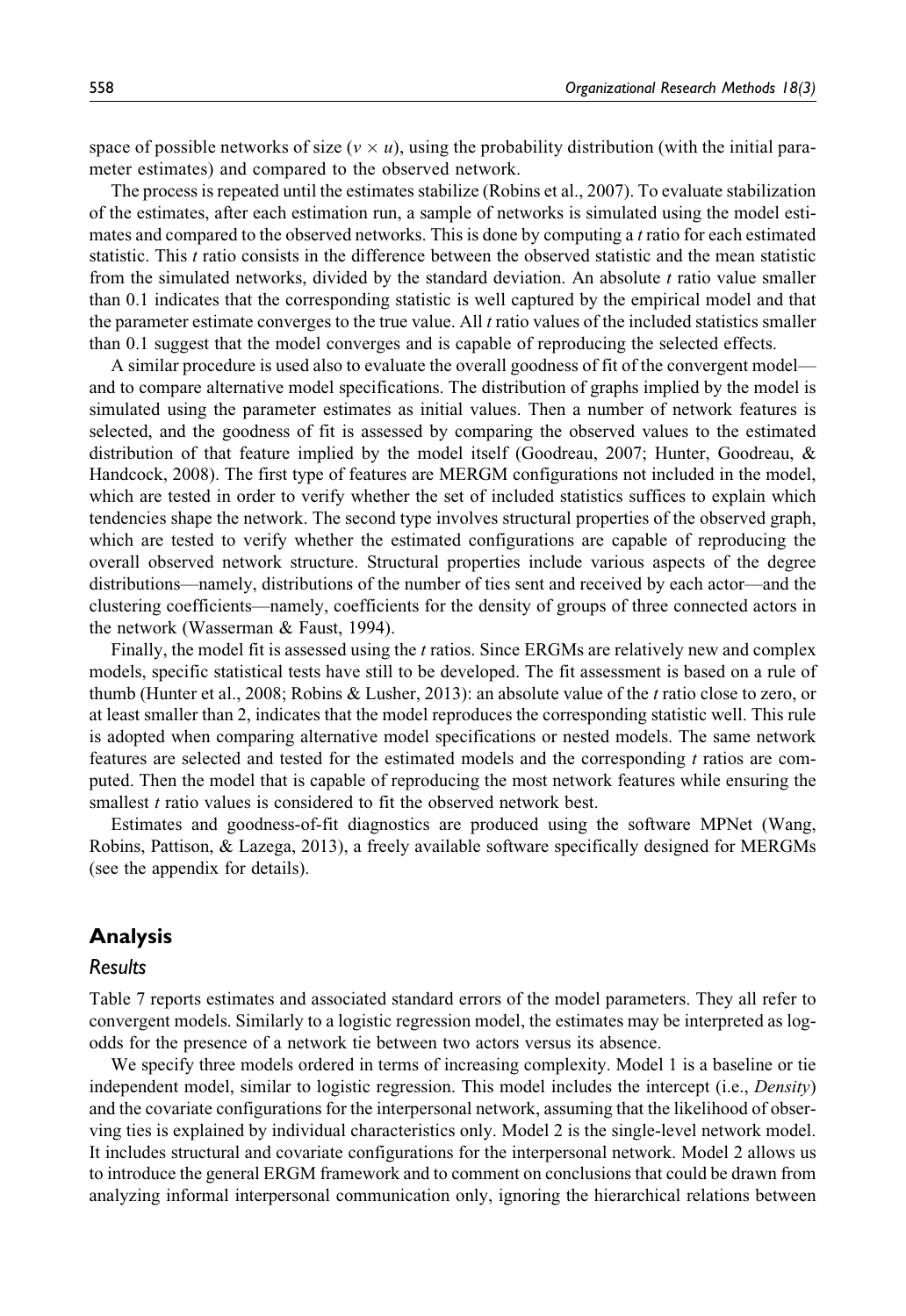space of possible networks of size ($v \times u$), using the probability distribution (with the initial parameter estimates) and compared to the observed network.

The process is repeated until the estimates stabilize (Robins et al., 2007). To evaluate stabilization of the estimates, after each estimation run, a sample of networks is simulated using the model estimates and compared to the observed networks. This is done by computing a *t* ratio for each estimated statistic. This *t* ratio consists in the difference between the observed statistic and the mean statistic from the simulated networks, divided by the standard deviation. An absolute *t* ratio value smaller than 0.1 indicates that the corresponding statistic is well captured by the empirical model and that the parameter estimate converges to the true value. All *t* ratio values of the included statistics smaller than 0.1 suggest that the model converges and is capable of reproducing the selected effects.

A similar procedure is used also to evaluate the overall goodness of fit of the convergent model—and to compare alternative model specifications. The distribution of graphs implied by the model is simulated using the parameter estimates as initial values. Then a number of network features is selected, and the goodness of fit is assessed by comparing the observed values to the estimated distribution of that feature implied by the model itself (Goodreau, 2007; Hunter, Goodreau, & Handcock, 2008). The first type of features are MERGM configurations not included in the model, which are tested in order to verify whether the set of included statistics suffices to explain which tendencies shape the network. The second type involves structural properties of the observed graph, which are tested to verify whether the estimated configurations are capable of reproducing the overall observed network structure. Structural properties include various aspects of the degree distributions—namely, distributions of the number of ties sent and received by each actor—and the clustering coefficients—namely, coefficients for the density of groups of three connected actors in the network (Wasserman & Faust, 1994).

Finally, the model fit is assessed using the *t* ratios. Since ERGMs are relatively new and complex models, specific statistical tests have still to be developed. The fit assessment is based on a rule of thumb (Hunter et al., 2008; Robins & Lusher, 2013): an absolute value of the *t* ratio close to zero, or at least smaller than 2, indicates that the model reproduces the corresponding statistic well. This rule is adopted when comparing alternative model specifications or nested models. The same network features are selected and tested for the estimated models and the corresponding *t* ratios are computed. Then the model that is capable of reproducing the most network features while ensuring the smallest *t* ratio values is considered to fit the observed network best.

Estimates and goodness-of-fit diagnostics are produced using the software MPNet (Wang, Robins, Pattison, & Lazega, 2013), a freely available software specifically designed for MERGMs (see the appendix for details).

## Analysis

### Results

Table 7 reports estimates and associated standard errors of the model parameters. They all refer to convergent models. Similarly to a logistic regression model, the estimates may be interpreted as log-odds for the presence of a network tie between two actors versus its absence.

We specify three models ordered in terms of increasing complexity. Model 1 is a baseline or tie independent model, similar to logistic regression. This model includes the intercept (i.e., *Density*) and the covariate configurations for the interpersonal network, assuming that the likelihood of observing ties is explained by individual characteristics only. Model 2 is the single-level network model. It includes structural and covariate configurations for the interpersonal network. Model 2 allows us to introduce the general ERGM framework and to comment on conclusions that could be drawn from analyzing informal interpersonal communication only, ignoring the hierarchical relations between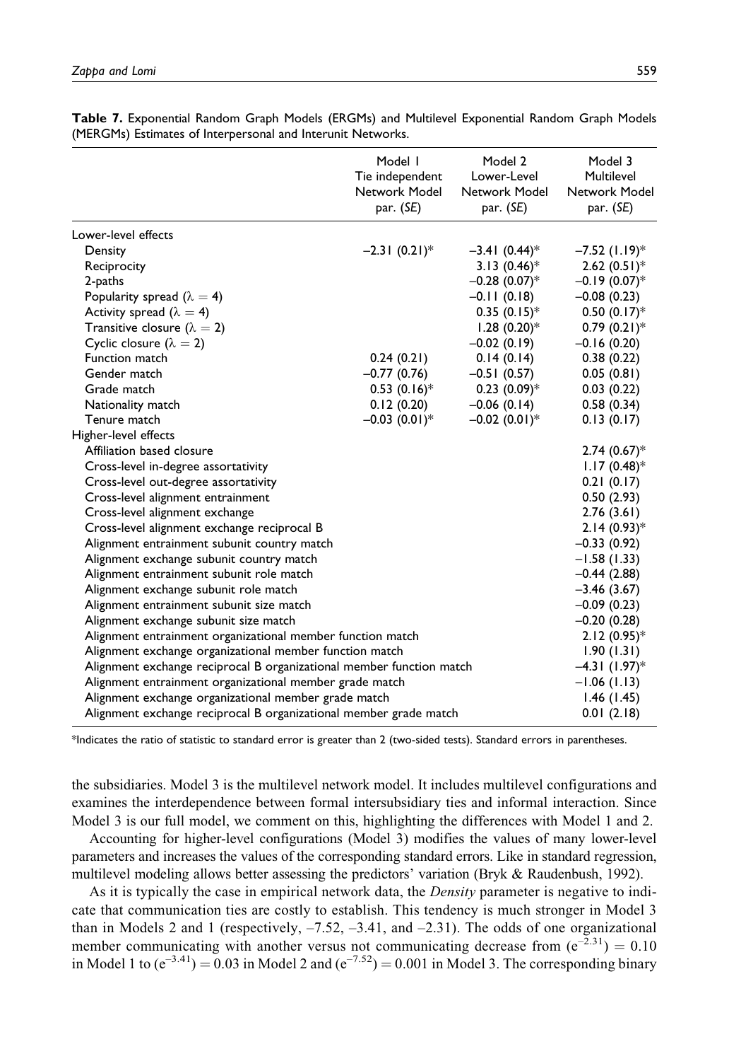**Table 7.** Exponential Random Graph Models (ERGMs) and Multilevel Exponential Random Graph Models (MERGMs) Estimates of Interpersonal and Interunit Networks.

| | Model 1 Tie independent Network Model par. (*SE*) | Model 2 Lower-Level Network Model par. (*SE*) | Model 3 Multilevel Network Model par. (*SE*) |
|---|---|---|---|
| Lower-level effects | | | |
| Density | −2.31 (0.21)* | −3.41 (0.44)* | −7.52 (1.19)* |
| Reciprocity | | 3.13 (0.46)* | 2.62 (0.51)* |
| 2-paths | | −0.28 (0.07)* | −0.19 (0.07)* |
| Popularity spread ($\lambda = 4$) | | −0.11 (0.18) | −0.08 (0.23) |
| Activity spread ($\lambda = 4$) | | 0.35 (0.15)* | 0.50 (0.17)* |
| Transitive closure ($\lambda = 2$) | | 1.28 (0.20)* | 0.79 (0.21)* |
| Cyclic closure ($\lambda = 2$) | | −0.02 (0.19) | −0.16 (0.20) |
| Function match | 0.24 (0.21) | 0.14 (0.14) | 0.38 (0.22) |
| Gender match | −0.77 (0.76) | −0.51 (0.57) | 0.05 (0.81) |
| Grade match | 0.53 (0.16)* | 0.23 (0.09)* | 0.03 (0.22) |
| Nationality match | 0.12 (0.20) | −0.06 (0.14) | 0.58 (0.34) |
| Tenure match | −0.03 (0.01)* | −0.02 (0.01)* | 0.13 (0.17) |
| Higher-level effects | | | |
| Affiliation based closure | | | 2.74 (0.67)* |
| Cross-level in-degree assortativity | | | 1.17 (0.48)* |
| Cross-level out-degree assortativity | | | 0.21 (0.17) |
| Cross-level alignment entrainment | | | 0.50 (2.93) |
| Cross-level alignment exchange | | | 2.76 (3.61) |
| Cross-level alignment exchange reciprocal B | | | 2.14 (0.93)* |
| Alignment entrainment subunit country match | | | −0.33 (0.92) |
| Alignment exchange subunit country match | | | −1.58 (1.33) |
| Alignment entrainment subunit role match | | | −0.44 (2.88) |
| Alignment exchange subunit role match | | | −3.46 (3.67) |
| Alignment entrainment subunit size match | | | −0.09 (0.23) |
| Alignment exchange subunit size match | | | −0.20 (0.28) |
| Alignment entrainment organizational member function match | | | 2.12 (0.95)* |
| Alignment exchange organizational member function match | | | 1.90 (1.31) |
| Alignment exchange reciprocal B organizational member function match | | | −4.31 (1.97)* |
| Alignment entrainment organizational member grade match | | | −1.06 (1.13) |
| Alignment exchange organizational member grade match | | | 1.46 (1.45) |
| Alignment exchange reciprocal B organizational member grade match | | | 0.01 (2.18) |

*Indicates the ratio of statistic to standard error is greater than 2 (two-sided tests). Standard errors in parentheses.

the subsidiaries. Model 3 is the multilevel network model. It includes multilevel configurations and examines the interdependence between formal intersubsidiary ties and informal interaction. Since Model 3 is our full model, we comment on this, highlighting the differences with Model 1 and 2.

Accounting for higher-level configurations (Model 3) modifies the values of many lower-level parameters and increases the values of the corresponding standard errors. Like in standard regression, multilevel modeling allows better assessing the predictors' variation (Bryk & Raudenbush, 1992).

As it is typically the case in empirical network data, the *Density* parameter is negative to indicate that communication ties are costly to establish. This tendency is much stronger in Model 3 than in Models 2 and 1 (respectively, −7.52, −3.41, and −2.31). The odds of one organizational member communicating with another versus not communicating decrease from $(e^{-2.31}) = 0.10$ in Model 1 to $(e^{-3.41}) = 0.03$ in Model 2 and $(e^{-7.52}) = 0.001$ in Model 3. The corresponding binary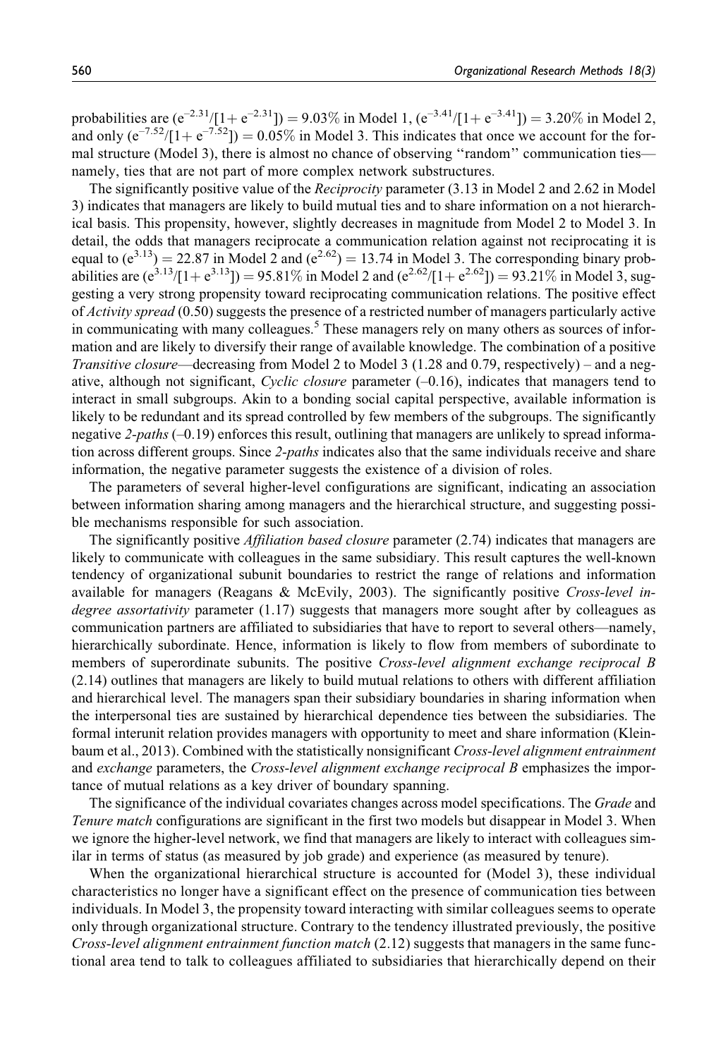probabilities are $(e^{-2.31}/[1+e^{-2.31}]) = 9.03\%$ in Model 1, $(e^{-3.41}/[1+e^{-3.41}]) = 3.20\%$ in Model 2, and only $(e^{-7.52}/[1+e^{-7.52}]) = 0.05\%$ in Model 3. This indicates that once we account for the formal structure (Model 3), there is almost no chance of observing "random" communication ties—namely, ties that are not part of more complex network substructures.

The significantly positive value of the *Reciprocity* parameter (3.13 in Model 2 and 2.62 in Model 3) indicates that managers are likely to build mutual ties and to share information on a not hierarchical basis. This propensity, however, slightly decreases in magnitude from Model 2 to Model 3. In detail, the odds that managers reciprocate a communication relation against not reciprocating it is equal to $(e^{3.13}) = 22.87$ in Model 2 and $(e^{2.62}) = 13.74$ in Model 3. The corresponding binary probabilities are $(e^{3.13}/[1+e^{3.13}]) = 95.81\%$ in Model 2 and $(e^{2.62}/[1+e^{2.62}]) = 93.21\%$ in Model 3, suggesting a very strong propensity toward reciprocating communication relations. The positive effect of *Activity spread* (0.50) suggests the presence of a restricted number of managers particularly active in communicating with many colleagues.[5] These managers rely on many others as sources of information and are likely to diversify their range of available knowledge. The combination of a positive *Transitive closure*—decreasing from Model 2 to Model 3 (1.28 and 0.79, respectively) – and a negative, although not significant, *Cyclic closure* parameter (–0.16), indicates that managers tend to interact in small subgroups. Akin to a bonding social capital perspective, available information is likely to be redundant and its spread controlled by few members of the subgroups. The significantly negative *2-paths* (–0.19) enforces this result, outlining that managers are unlikely to spread information across different groups. Since *2-paths* indicates also that the same individuals receive and share information, the negative parameter suggests the existence of a division of roles.

The parameters of several higher-level configurations are significant, indicating an association between information sharing among managers and the hierarchical structure, and suggesting possible mechanisms responsible for such association.

The significantly positive *Affiliation based closure* parameter (2.74) indicates that managers are likely to communicate with colleagues in the same subsidiary. This result captures the well-known tendency of organizational subunit boundaries to restrict the range of relations and information available for managers (Reagans & McEvily, 2003). The significantly positive *Cross-level in-degree assortativity* parameter (1.17) suggests that managers more sought after by colleagues as communication partners are affiliated to subsidiaries that have to report to several others—namely, hierarchically subordinate. Hence, information is likely to flow from members of subordinate to members of superordinate subunits. The positive *Cross-level alignment exchange reciprocal B* (2.14) outlines that managers are likely to build mutual relations to others with different affiliation and hierarchical level. The managers span their subsidiary boundaries in sharing information when the interpersonal ties are sustained by hierarchical dependence ties between the subsidiaries. The formal interunit relation provides managers with opportunity to meet and share information (Kleinbaum et al., 2013). Combined with the statistically nonsignificant *Cross-level alignment entrainment* and *exchange* parameters, the *Cross-level alignment exchange reciprocal B* emphasizes the importance of mutual relations as a key driver of boundary spanning.

The significance of the individual covariates changes across model specifications. The *Grade* and *Tenure match* configurations are significant in the first two models but disappear in Model 3. When we ignore the higher-level network, we find that managers are likely to interact with colleagues similar in terms of status (as measured by job grade) and experience (as measured by tenure).

When the organizational hierarchical structure is accounted for (Model 3), these individual characteristics no longer have a significant effect on the presence of communication ties between individuals. In Model 3, the propensity toward interacting with similar colleagues seems to operate only through organizational structure. Contrary to the tendency illustrated previously, the positive *Cross-level alignment entrainment function match* (2.12) suggests that managers in the same functional area tend to talk to colleagues affiliated to subsidiaries that hierarchically depend on their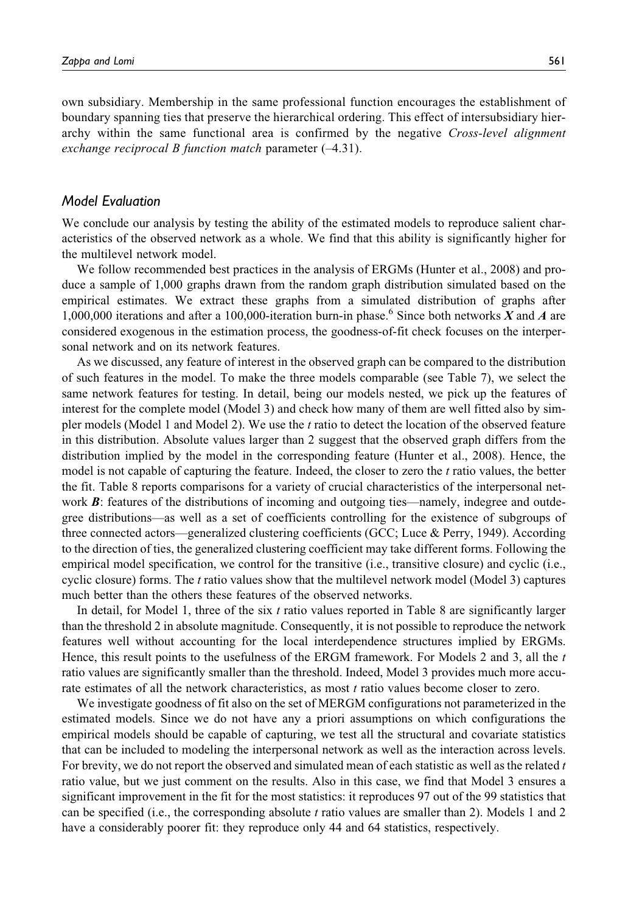own subsidiary. Membership in the same professional function encourages the establishment of boundary spanning ties that preserve the hierarchical ordering. This effect of intersubsidiary hierarchy within the same functional area is confirmed by the negative *Cross-level alignment exchange reciprocal B function match* parameter (–4.31).

## Model Evaluation

We conclude our analysis by testing the ability of the estimated models to reproduce salient characteristics of the observed network as a whole. We find that this ability is significantly higher for the multilevel network model.

We follow recommended best practices in the analysis of ERGMs (Hunter et al., 2008) and produce a sample of 1,000 graphs drawn from the random graph distribution simulated based on the empirical estimates. We extract these graphs from a simulated distribution of graphs after 1,000,000 iterations and after a 100,000-iteration burn-in phase.[6] Since both networks $\boldsymbol{X}$ and $\boldsymbol{A}$ are considered exogenous in the estimation process, the goodness-of-fit check focuses on the interpersonal network and on its network features.

As we discussed, any feature of interest in the observed graph can be compared to the distribution of such features in the model. To make the three models comparable (see Table 7), we select the same network features for testing. In detail, being our models nested, we pick up the features of interest for the complete model (Model 3) and check how many of them are well fitted also by simpler models (Model 1 and Model 2). We use the $t$ ratio to detect the location of the observed feature in this distribution. Absolute values larger than 2 suggest that the observed graph differs from the distribution implied by the model in the corresponding feature (Hunter et al., 2008). Hence, the model is not capable of capturing the feature. Indeed, the closer to zero the $t$ ratio values, the better the fit. Table 8 reports comparisons for a variety of crucial characteristics of the interpersonal network $\boldsymbol{B}$: features of the distributions of incoming and outgoing ties—namely, indegree and outdegree distributions—as well as a set of coefficients controlling for the existence of subgroups of three connected actors—generalized clustering coefficients (GCC; Luce & Perry, 1949). According to the direction of ties, the generalized clustering coefficient may take different forms. Following the empirical model specification, we control for the transitive (i.e., transitive closure) and cyclic (i.e., cyclic closure) forms. The $t$ ratio values show that the multilevel network model (Model 3) captures much better than the others these features of the observed networks.

In detail, for Model 1, three of the six $t$ ratio values reported in Table 8 are significantly larger than the threshold 2 in absolute magnitude. Consequently, it is not possible to reproduce the network features well without accounting for the local interdependence structures implied by ERGMs. Hence, this result points to the usefulness of the ERGM framework. For Models 2 and 3, all the $t$ ratio values are significantly smaller than the threshold. Indeed, Model 3 provides much more accurate estimates of all the network characteristics, as most $t$ ratio values become closer to zero.

We investigate goodness of fit also on the set of MERGM configurations not parameterized in the estimated models. Since we do not have any a priori assumptions on which configurations the empirical models should be capable of capturing, we test all the structural and covariate statistics that can be included to modeling the interpersonal network as well as the interaction across levels. For brevity, we do not report the observed and simulated mean of each statistic as well as the related $t$ ratio value, but we just comment on the results. Also in this case, we find that Model 3 ensures a significant improvement in the fit for the most statistics: it reproduces 97 out of the 99 statistics that can be specified (i.e., the corresponding absolute $t$ ratio values are smaller than 2). Models 1 and 2 have a considerably poorer fit: they reproduce only 44 and 64 statistics, respectively.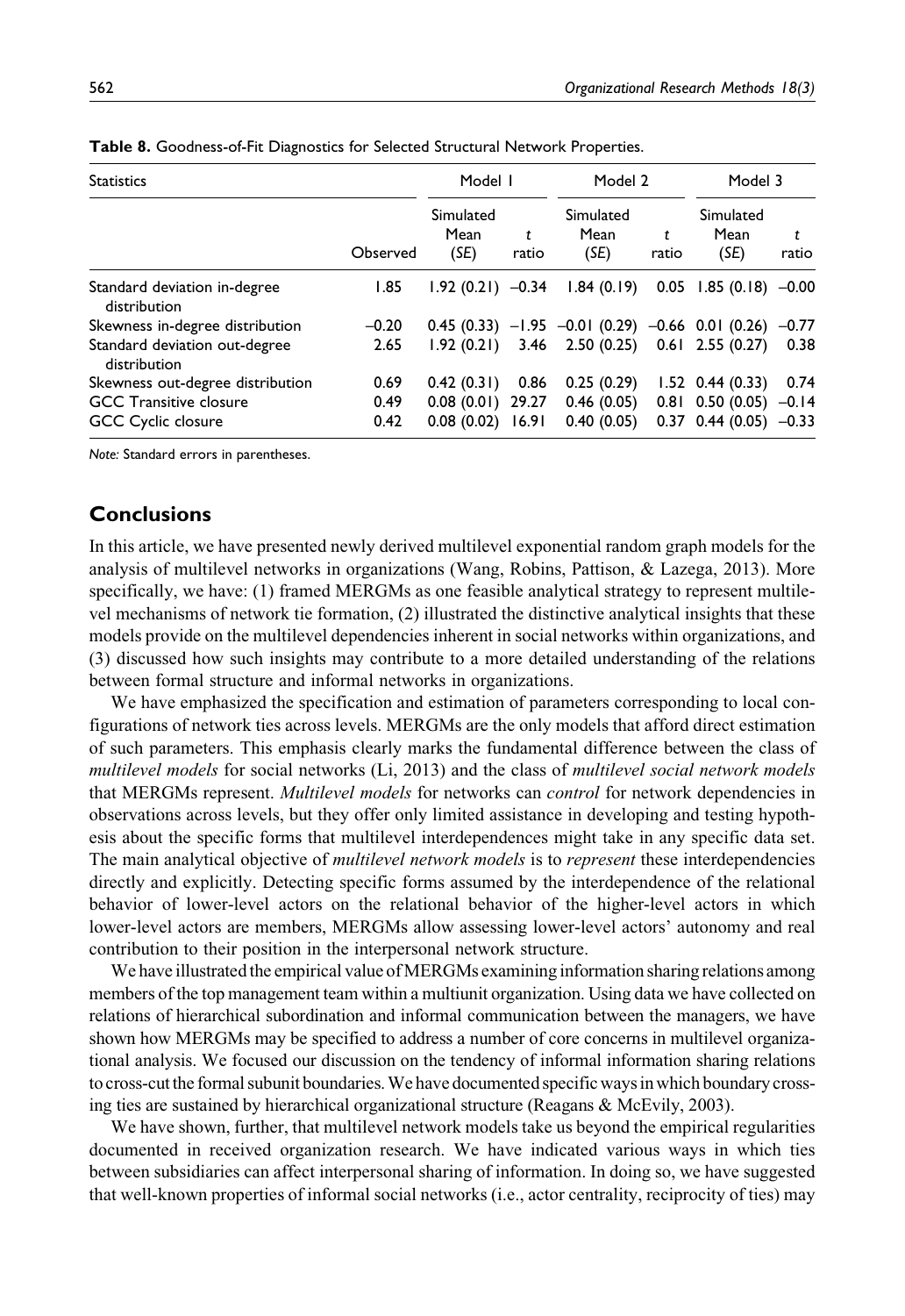**Table 8.** Goodness-of-Fit Diagnostics for Selected Structural Network Properties.

| Statistics | | Model 1 | | Model 2 | | Model 3 | |
|---|---|---|---|---|---|---|---|
| | Observed | Simulated Mean (*SE*) | *t* ratio | Simulated Mean (*SE*) | *t* ratio | Simulated Mean (*SE*) | *t* ratio |
| Standard deviation in-degree distribution | 1.85 | 1.92 (0.21) | −0.34 | 1.84 (0.19) | 0.05 | 1.85 (0.18) | −0.00 |
| Skewness in-degree distribution | −0.20 | 0.45 (0.33) | −1.95 | −0.01 (0.29) | −0.66 | 0.01 (0.26) | −0.77 |
| Standard deviation out-degree distribution | 2.65 | 1.92 (0.21) | 3.46 | 2.50 (0.25) | 0.61 | 2.55 (0.27) | 0.38 |
| Skewness out-degree distribution | 0.69 | 0.42 (0.31) | 0.86 | 0.25 (0.29) | 1.52 | 0.44 (0.33) | 0.74 |
| GCC Transitive closure | 0.49 | 0.08 (0.01) | 29.27 | 0.46 (0.05) | 0.81 | 0.50 (0.05) | −0.14 |
| GCC Cyclic closure | 0.42 | 0.08 (0.02) | 16.91 | 0.40 (0.05) | 0.37 | 0.44 (0.05) | −0.33 |

*Note:* Standard errors in parentheses.

## Conclusions

In this article, we have presented newly derived multilevel exponential random graph models for the analysis of multilevel networks in organizations (Wang, Robins, Pattison, & Lazega, 2013). More specifically, we have: (1) framed MERGMs as one feasible analytical strategy to represent multilevel mechanisms of network tie formation, (2) illustrated the distinctive analytical insights that these models provide on the multilevel dependencies inherent in social networks within organizations, and (3) discussed how such insights may contribute to a more detailed understanding of the relations between formal structure and informal networks in organizations.

We have emphasized the specification and estimation of parameters corresponding to local configurations of network ties across levels. MERGMs are the only models that afford direct estimation of such parameters. This emphasis clearly marks the fundamental difference between the class of *multilevel models* for social networks (Li, 2013) and the class of *multilevel social network models* that MERGMs represent. *Multilevel models* for networks can *control* for network dependencies in observations across levels, but they offer only limited assistance in developing and testing hypothesis about the specific forms that multilevel interdependences might take in any specific data set. The main analytical objective of *multilevel network models* is to *represent* these interdependencies directly and explicitly. Detecting specific forms assumed by the interdependence of the relational behavior of lower-level actors on the relational behavior of the higher-level actors in which lower-level actors are members, MERGMs allow assessing lower-level actors' autonomy and real contribution to their position in the interpersonal network structure.

We have illustrated the empirical value of MERGMs examining information sharing relations among members of the top management team within a multiunit organization. Using data we have collected on relations of hierarchical subordination and informal communication between the managers, we have shown how MERGMs may be specified to address a number of core concerns in multilevel organizational analysis. We focused our discussion on the tendency of informal information sharing relations to cross-cut the formal subunit boundaries. We have documented specific ways in which boundary crossing ties are sustained by hierarchical organizational structure (Reagans & McEvily, 2003).

We have shown, further, that multilevel network models take us beyond the empirical regularities documented in received organization research. We have indicated various ways in which ties between subsidiaries can affect interpersonal sharing of information. In doing so, we have suggested that well-known properties of informal social networks (i.e., actor centrality, reciprocity of ties) may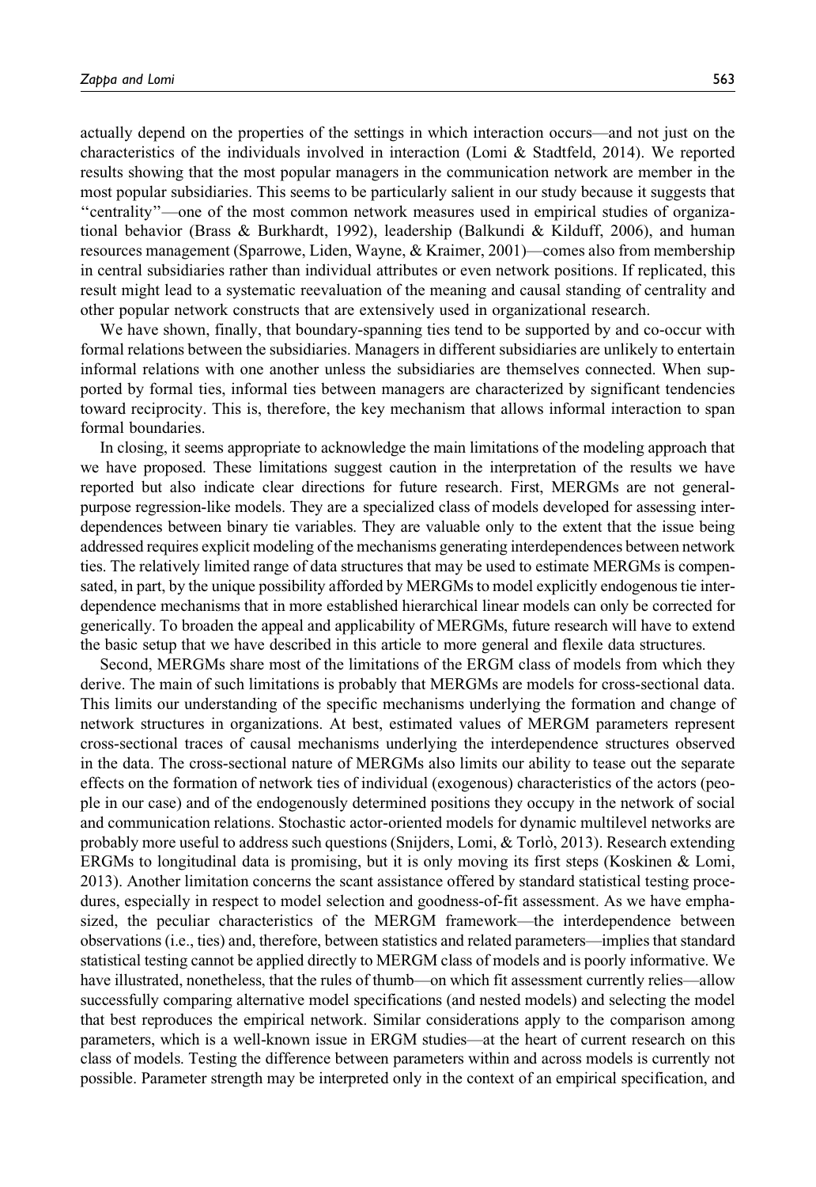actually depend on the properties of the settings in which interaction occurs—and not just on the characteristics of the individuals involved in interaction (Lomi & Stadtfeld, 2014). We reported results showing that the most popular managers in the communication network are member in the most popular subsidiaries. This seems to be particularly salient in our study because it suggests that "centrality"—one of the most common network measures used in empirical studies of organizational behavior (Brass & Burkhardt, 1992), leadership (Balkundi & Kilduff, 2006), and human resources management (Sparrowe, Liden, Wayne, & Kraimer, 2001)—comes also from membership in central subsidiaries rather than individual attributes or even network positions. If replicated, this result might lead to a systematic reevaluation of the meaning and causal standing of centrality and other popular network constructs that are extensively used in organizational research.

We have shown, finally, that boundary-spanning ties tend to be supported by and co-occur with formal relations between the subsidiaries. Managers in different subsidiaries are unlikely to entertain informal relations with one another unless the subsidiaries are themselves connected. When supported by formal ties, informal ties between managers are characterized by significant tendencies toward reciprocity. This is, therefore, the key mechanism that allows informal interaction to span formal boundaries.

In closing, it seems appropriate to acknowledge the main limitations of the modeling approach that we have proposed. These limitations suggest caution in the interpretation of the results we have reported but also indicate clear directions for future research. First, MERGMs are not general-purpose regression-like models. They are a specialized class of models developed for assessing interdependences between binary tie variables. They are valuable only to the extent that the issue being addressed requires explicit modeling of the mechanisms generating interdependences between network ties. The relatively limited range of data structures that may be used to estimate MERGMs is compensated, in part, by the unique possibility afforded by MERGMs to model explicitly endogenous tie interdependence mechanisms that in more established hierarchical linear models can only be corrected for generically. To broaden the appeal and applicability of MERGMs, future research will have to extend the basic setup that we have described in this article to more general and flexile data structures.

Second, MERGMs share most of the limitations of the ERGM class of models from which they derive. The main of such limitations is probably that MERGMs are models for cross-sectional data. This limits our understanding of the specific mechanisms underlying the formation and change of network structures in organizations. At best, estimated values of MERGM parameters represent cross-sectional traces of causal mechanisms underlying the interdependence structures observed in the data. The cross-sectional nature of MERGMs also limits our ability to tease out the separate effects on the formation of network ties of individual (exogenous) characteristics of the actors (people in our case) and of the endogenously determined positions they occupy in the network of social and communication relations. Stochastic actor-oriented models for dynamic multilevel networks are probably more useful to address such questions (Snijders, Lomi, & Torlò, 2013). Research extending ERGMs to longitudinal data is promising, but it is only moving its first steps (Koskinen & Lomi, 2013). Another limitation concerns the scant assistance offered by standard statistical testing procedures, especially in respect to model selection and goodness-of-fit assessment. As we have emphasized, the peculiar characteristics of the MERGM framework—the interdependence between observations (i.e., ties) and, therefore, between statistics and related parameters—implies that standard statistical testing cannot be applied directly to MERGM class of models and is poorly informative. We have illustrated, nonetheless, that the rules of thumb—on which fit assessment currently relies—allow successfully comparing alternative model specifications (and nested models) and selecting the model that best reproduces the empirical network. Similar considerations apply to the comparison among parameters, which is a well-known issue in ERGM studies—at the heart of current research on this class of models. Testing the difference between parameters within and across models is currently not possible. Parameter strength may be interpreted only in the context of an empirical specification, and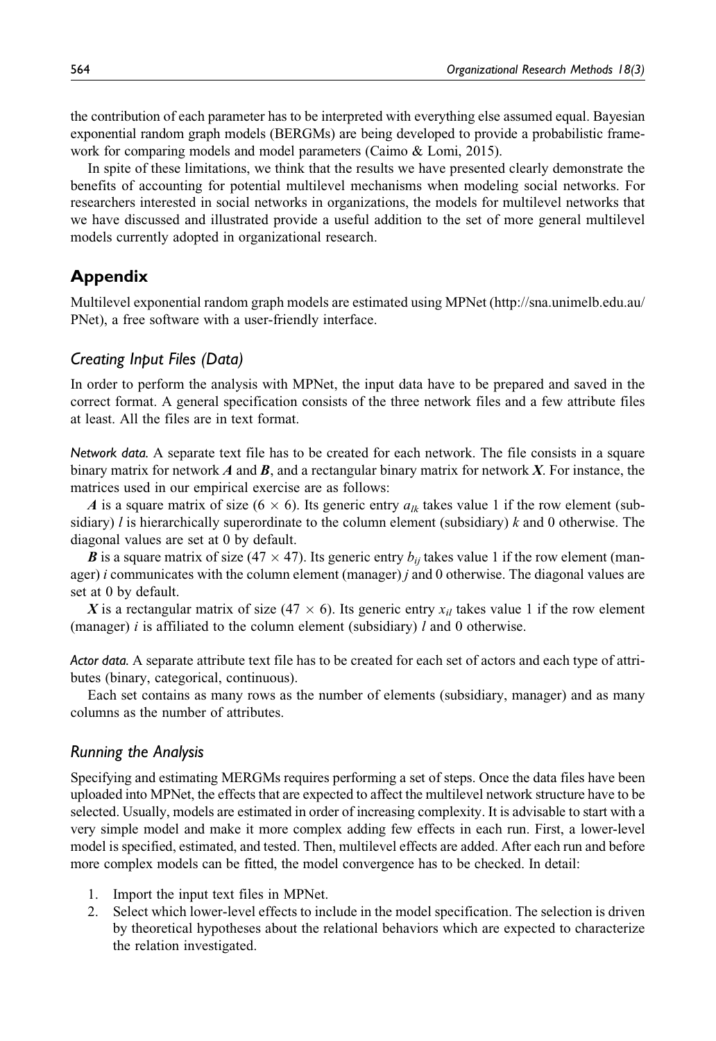the contribution of each parameter has to be interpreted with everything else assumed equal. Bayesian exponential random graph models (BERGMs) are being developed to provide a probabilistic framework for comparing models and model parameters (Caimo & Lomi, 2015).

In spite of these limitations, we think that the results we have presented clearly demonstrate the benefits of accounting for potential multilevel mechanisms when modeling social networks. For researchers interested in social networks in organizations, the models for multilevel networks that we have discussed and illustrated provide a useful addition to the set of more general multilevel models currently adopted in organizational research.

## Appendix

Multilevel exponential random graph models are estimated using MPNet (http://sna.unimelb.edu.au/PNet), a free software with a user-friendly interface.

### *Creating Input Files (Data)*

In order to perform the analysis with MPNet, the input data have to be prepared and saved in the correct format. A general specification consists of the three network files and a few attribute files at least. All the files are in text format.

*Network data.* A separate text file has to be created for each network. The file consists in a square binary matrix for network $\boldsymbol{A}$ and $\boldsymbol{B}$, and a rectangular binary matrix for network $\boldsymbol{X}$. For instance, the matrices used in our empirical exercise are as follows:

$\boldsymbol{A}$ is a square matrix of size ($6 \times 6$). Its generic entry $a_{lk}$ takes value 1 if the row element (subsidiary) $l$ is hierarchically superordinate to the column element (subsidiary) $k$ and 0 otherwise. The diagonal values are set at 0 by default.

$\boldsymbol{B}$ is a square matrix of size ($47 \times 47$). Its generic entry $b_{ij}$ takes value 1 if the row element (manager) $i$ communicates with the column element (manager) $j$ and 0 otherwise. The diagonal values are set at 0 by default.

$\boldsymbol{X}$ is a rectangular matrix of size ($47 \times 6$). Its generic entry $x_{il}$ takes value 1 if the row element (manager) $i$ is affiliated to the column element (subsidiary) $l$ and 0 otherwise.

*Actor data.* A separate attribute text file has to be created for each set of actors and each type of attributes (binary, categorical, continuous).

Each set contains as many rows as the number of elements (subsidiary, manager) and as many columns as the number of attributes.

### *Running the Analysis*

Specifying and estimating MERGMs requires performing a set of steps. Once the data files have been uploaded into MPNet, the effects that are expected to affect the multilevel network structure have to be selected. Usually, models are estimated in order of increasing complexity. It is advisable to start with a very simple model and make it more complex adding few effects in each run. First, a lower-level model is specified, estimated, and tested. Then, multilevel effects are added. After each run and before more complex models can be fitted, the model convergence has to be checked. In detail:

1. Import the input text files in MPNet.
2. Select which lower-level effects to include in the model specification. The selection is driven by theoretical hypotheses about the relational behaviors which are expected to characterize the relation investigated.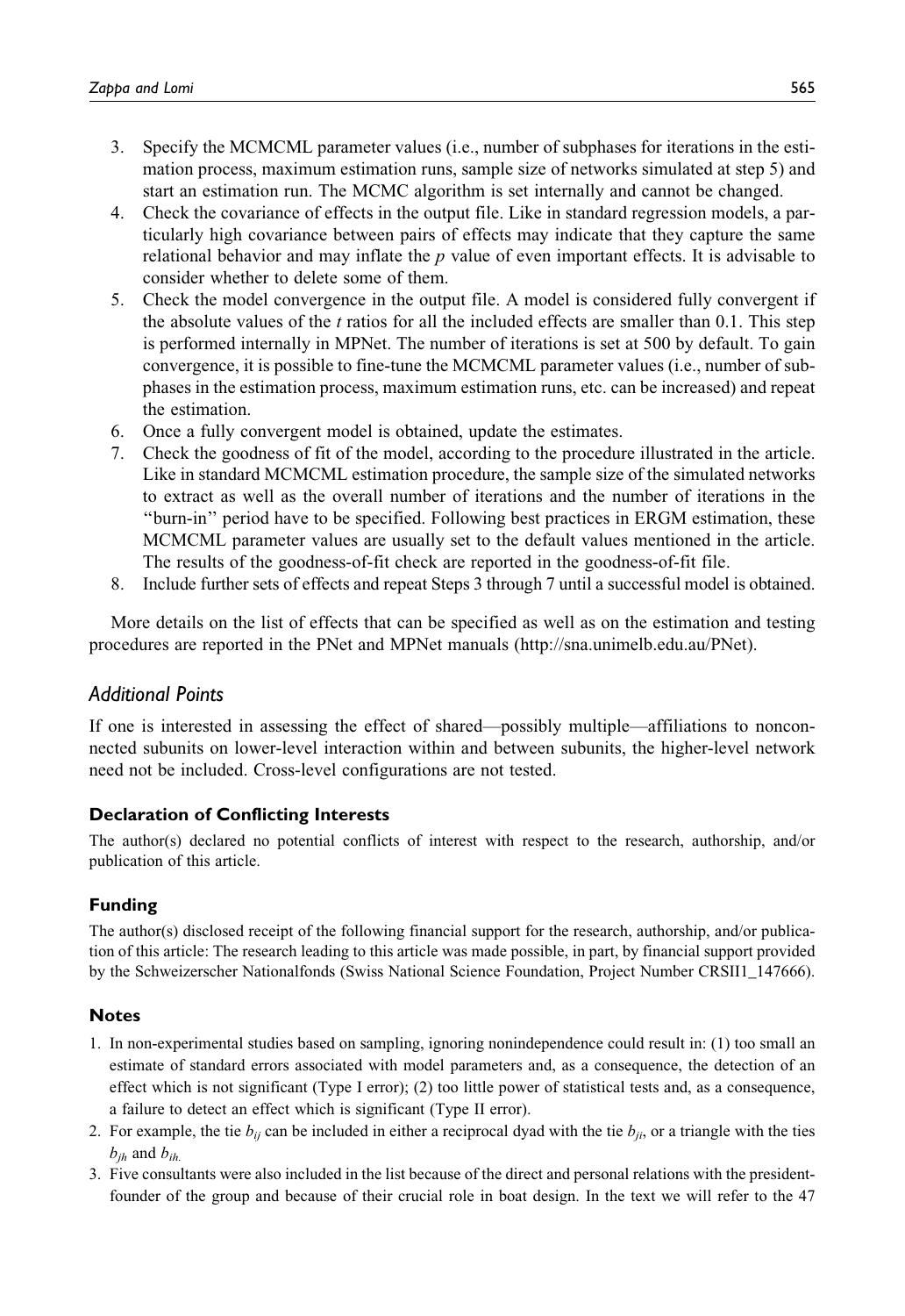3. Specify the MCMCML parameter values (i.e., number of subphases for iterations in the estimation process, maximum estimation runs, sample size of networks simulated at step 5) and start an estimation run. The MCMC algorithm is set internally and cannot be changed.
4. Check the covariance of effects in the output file. Like in standard regression models, a particularly high covariance between pairs of effects may indicate that they capture the same relational behavior and may inflate the $p$ value of even important effects. It is advisable to consider whether to delete some of them.
5. Check the model convergence in the output file. A model is considered fully convergent if the absolute values of the $t$ ratios for all the included effects are smaller than 0.1. This step is performed internally in MPNet. The number of iterations is set at 500 by default. To gain convergence, it is possible to fine-tune the MCMCML parameter values (i.e., number of subphases in the estimation process, maximum estimation runs, etc. can be increased) and repeat the estimation.
6. Once a fully convergent model is obtained, update the estimates.
7. Check the goodness of fit of the model, according to the procedure illustrated in the article. Like in standard MCMCML estimation procedure, the sample size of the simulated networks to extract as well as the overall number of iterations and the number of iterations in the "burn-in" period have to be specified. Following best practices in ERGM estimation, these MCMCML parameter values are usually set to the default values mentioned in the article. The results of the goodness-of-fit check are reported in the goodness-of-fit file.
8. Include further sets of effects and repeat Steps 3 through 7 until a successful model is obtained.

More details on the list of effects that can be specified as well as on the estimation and testing procedures are reported in the PNet and MPNet manuals (http://sna.unimelb.edu.au/PNet).

## Additional Points

If one is interested in assessing the effect of shared—possibly multiple—affiliations to nonconnected subunits on lower-level interaction within and between subunits, the higher-level network need not be included. Cross-level configurations are not tested.

### Declaration of Conflicting Interests

The author(s) declared no potential conflicts of interest with respect to the research, authorship, and/or publication of this article.

### Funding

The author(s) disclosed receipt of the following financial support for the research, authorship, and/or publication of this article: The research leading to this article was made possible, in part, by financial support provided by the Schweizerscher Nationalfonds (Swiss National Science Foundation, Project Number CRSII1_147666).

### Notes

1. In non-experimental studies based on sampling, ignoring nonindependence could result in: (1) too small an estimate of standard errors associated with model parameters and, as a consequence, the detection of an effect which is not significant (Type I error); (2) too little power of statistical tests and, as a consequence, a failure to detect an effect which is significant (Type II error).
2. For example, the tie $b_{ij}$ can be included in either a reciprocal dyad with the tie $b_{ji}$, or a triangle with the ties $b_{jh}$ and $b_{ih}$.
3. Five consultants were also included in the list because of the direct and personal relations with the president-founder of the group and because of their crucial role in boat design. In the text we will refer to the 47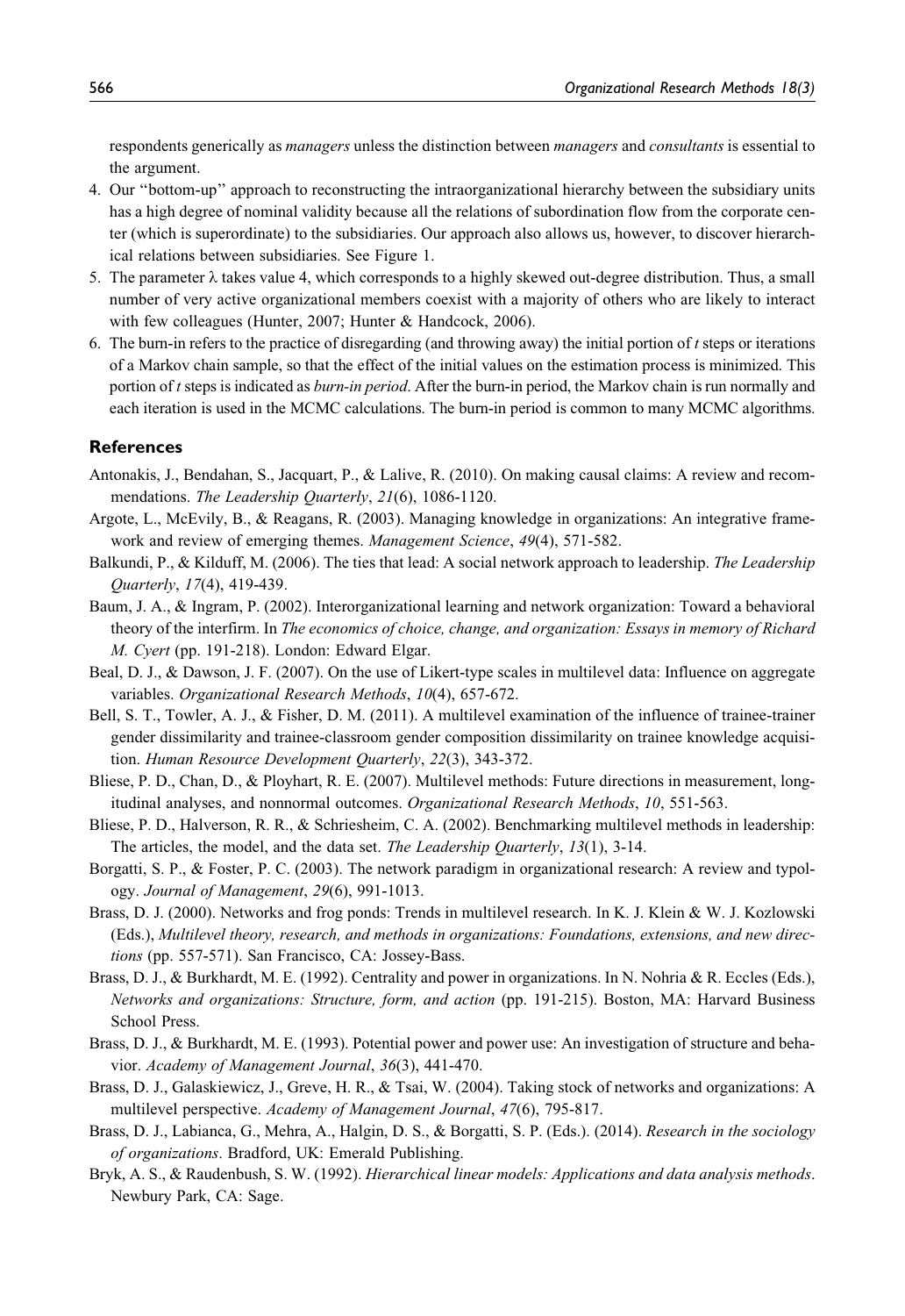respondents generically as *managers* unless the distinction between *managers* and *consultants* is essential to the argument.

4. Our "bottom-up" approach to reconstructing the intraorganizational hierarchy between the subsidiary units has a high degree of nominal validity because all the relations of subordination flow from the corporate center (which is superordinate) to the subsidiaries. Our approach also allows us, however, to discover hierarchical relations between subsidiaries. See Figure 1.
5. The parameter $\lambda$ takes value 4, which corresponds to a highly skewed out-degree distribution. Thus, a small number of very active organizational members coexist with a majority of others who are likely to interact with few colleagues (Hunter, 2007; Hunter & Handcock, 2006).
6. The burn-in refers to the practice of disregarding (and throwing away) the initial portion of $t$ steps or iterations of a Markov chain sample, so that the effect of the initial values on the estimation process is minimized. This portion of $t$ steps is indicated as *burn-in period*. After the burn-in period, the Markov chain is run normally and each iteration is used in the MCMC calculations. The burn-in period is common to many MCMC algorithms.

## References

Antonakis, J., Bendahan, S., Jacquart, P., & Lalive, R. (2010). On making causal claims: A review and recommendations. *The Leadership Quarterly*, *21*(6), 1086-1120.

Argote, L., McEvily, B., & Reagans, R. (2003). Managing knowledge in organizations: An integrative framework and review of emerging themes. *Management Science*, *49*(4), 571-582.

Balkundi, P., & Kilduff, M. (2006). The ties that lead: A social network approach to leadership. *The Leadership Quarterly*, *17*(4), 419-439.

Baum, J. A., & Ingram, P. (2002). Interorganizational learning and network organization: Toward a behavioral theory of the interfirm. In *The economics of choice, change, and organization: Essays in memory of Richard M. Cyert* (pp. 191-218). London: Edward Elgar.

Beal, D. J., & Dawson, J. F. (2007). On the use of Likert-type scales in multilevel data: Influence on aggregate variables. *Organizational Research Methods*, *10*(4), 657-672.

Bell, S. T., Towler, A. J., & Fisher, D. M. (2011). A multilevel examination of the influence of trainee-trainer gender dissimilarity and trainee-classroom gender composition dissimilarity on trainee knowledge acquisition. *Human Resource Development Quarterly*, *22*(3), 343-372.

Bliese, P. D., Chan, D., & Ployhart, R. E. (2007). Multilevel methods: Future directions in measurement, longitudinal analyses, and nonnormal outcomes. *Organizational Research Methods*, *10*, 551-563.

Bliese, P. D., Halverson, R. R., & Schriesheim, C. A. (2002). Benchmarking multilevel methods in leadership: The articles, the model, and the data set. *The Leadership Quarterly*, *13*(1), 3-14.

Borgatti, S. P., & Foster, P. C. (2003). The network paradigm in organizational research: A review and typology. *Journal of Management*, *29*(6), 991-1013.

Brass, D. J. (2000). Networks and frog ponds: Trends in multilevel research. In K. J. Klein & W. J. Kozlowski (Eds.), *Multilevel theory, research, and methods in organizations: Foundations, extensions, and new directions* (pp. 557-571). San Francisco, CA: Jossey-Bass.

Brass, D. J., & Burkhardt, M. E. (1992). Centrality and power in organizations. In N. Nohria & R. Eccles (Eds.), *Networks and organizations: Structure, form, and action* (pp. 191-215). Boston, MA: Harvard Business School Press.

Brass, D. J., & Burkhardt, M. E. (1993). Potential power and power use: An investigation of structure and behavior. *Academy of Management Journal*, *36*(3), 441-470.

Brass, D. J., Galaskiewicz, J., Greve, H. R., & Tsai, W. (2004). Taking stock of networks and organizations: A multilevel perspective. *Academy of Management Journal*, *47*(6), 795-817.

Brass, D. J., Labianca, G., Mehra, A., Halgin, D. S., & Borgatti, S. P. (Eds.). (2014). *Research in the sociology of organizations*. Bradford, UK: Emerald Publishing.

Bryk, A. S., & Raudenbush, S. W. (1992). *Hierarchical linear models: Applications and data analysis methods*. Newbury Park, CA: Sage.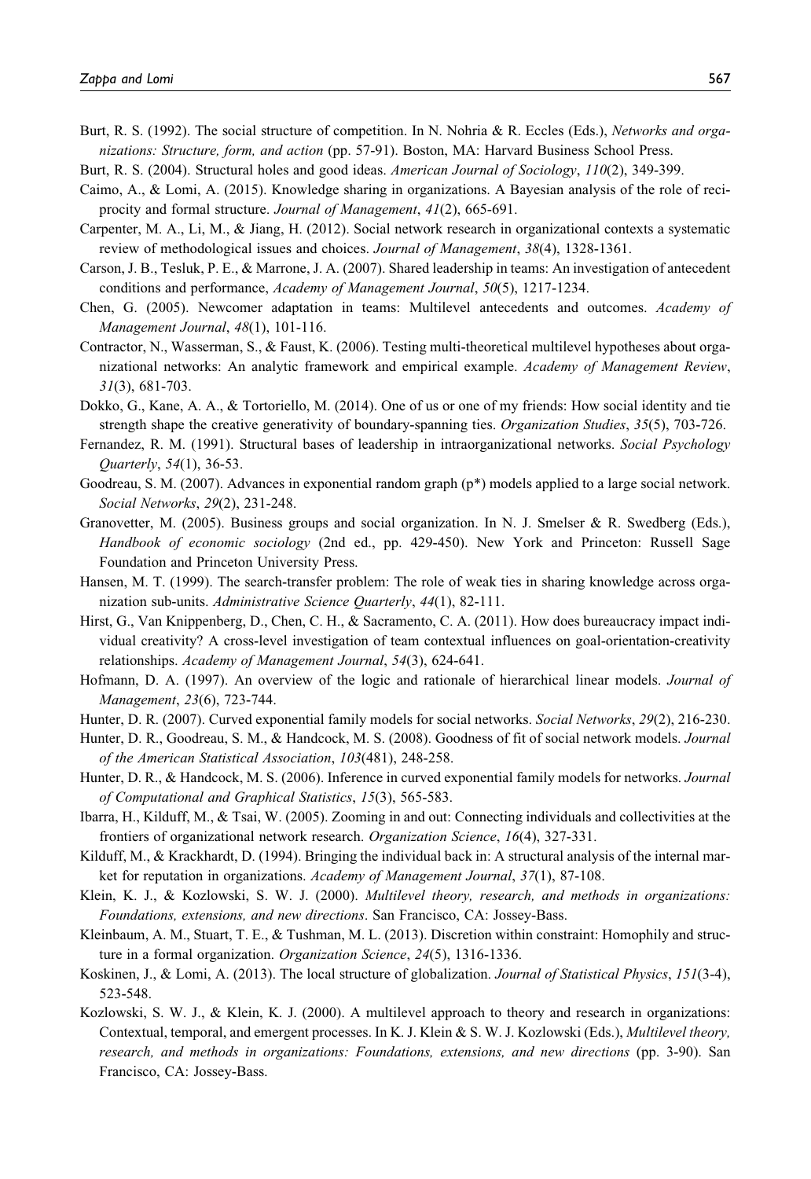Burt, R. S. (1992). The social structure of competition. In N. Nohria & R. Eccles (Eds.), *Networks and organizations: Structure, form, and action* (pp. 57-91). Boston, MA: Harvard Business School Press.

Burt, R. S. (2004). Structural holes and good ideas. *American Journal of Sociology*, *110*(2), 349-399.

Caimo, A., & Lomi, A. (2015). Knowledge sharing in organizations. A Bayesian analysis of the role of reciprocity and formal structure. *Journal of Management*, *41*(2), 665-691.

Carpenter, M. A., Li, M., & Jiang, H. (2012). Social network research in organizational contexts a systematic review of methodological issues and choices. *Journal of Management*, *38*(4), 1328-1361.

Carson, J. B., Tesluk, P. E., & Marrone, J. A. (2007). Shared leadership in teams: An investigation of antecedent conditions and performance, *Academy of Management Journal*, *50*(5), 1217-1234.

Chen, G. (2005). Newcomer adaptation in teams: Multilevel antecedents and outcomes. *Academy of Management Journal*, *48*(1), 101-116.

Contractor, N., Wasserman, S., & Faust, K. (2006). Testing multi-theoretical multilevel hypotheses about organizational networks: An analytic framework and empirical example. *Academy of Management Review*, *31*(3), 681-703.

Dokko, G., Kane, A. A., & Tortoriello, M. (2014). One of us or one of my friends: How social identity and tie strength shape the creative generativity of boundary-spanning ties. *Organization Studies*, *35*(5), 703-726.

Fernandez, R. M. (1991). Structural bases of leadership in intraorganizational networks. *Social Psychology Quarterly*, *54*(1), 36-53.

Goodreau, S. M. (2007). Advances in exponential random graph (p*) models applied to a large social network. *Social Networks*, *29*(2), 231-248.

Granovetter, M. (2005). Business groups and social organization. In N. J. Smelser & R. Swedberg (Eds.), *Handbook of economic sociology* (2nd ed., pp. 429-450). New York and Princeton: Russell Sage Foundation and Princeton University Press.

Hansen, M. T. (1999). The search-transfer problem: The role of weak ties in sharing knowledge across organization sub-units. *Administrative Science Quarterly*, *44*(1), 82-111.

Hirst, G., Van Knippenberg, D., Chen, C. H., & Sacramento, C. A. (2011). How does bureaucracy impact individual creativity? A cross-level investigation of team contextual influences on goal-orientation-creativity relationships. *Academy of Management Journal*, *54*(3), 624-641.

Hofmann, D. A. (1997). An overview of the logic and rationale of hierarchical linear models. *Journal of Management*, *23*(6), 723-744.

Hunter, D. R. (2007). Curved exponential family models for social networks. *Social Networks*, *29*(2), 216-230.

Hunter, D. R., Goodreau, S. M., & Handcock, M. S. (2008). Goodness of fit of social network models. *Journal of the American Statistical Association*, *103*(481), 248-258.

Hunter, D. R., & Handcock, M. S. (2006). Inference in curved exponential family models for networks. *Journal of Computational and Graphical Statistics*, *15*(3), 565-583.

Ibarra, H., Kilduff, M., & Tsai, W. (2005). Zooming in and out: Connecting individuals and collectivities at the frontiers of organizational network research. *Organization Science*, *16*(4), 327-331.

Kilduff, M., & Krackhardt, D. (1994). Bringing the individual back in: A structural analysis of the internal market for reputation in organizations. *Academy of Management Journal*, *37*(1), 87-108.

Klein, K. J., & Kozlowski, S. W. J. (2000). *Multilevel theory, research, and methods in organizations: Foundations, extensions, and new directions*. San Francisco, CA: Jossey-Bass.

Kleinbaum, A. M., Stuart, T. E., & Tushman, M. L. (2013). Discretion within constraint: Homophily and structure in a formal organization. *Organization Science*, *24*(5), 1316-1336.

Koskinen, J., & Lomi, A. (2013). The local structure of globalization. *Journal of Statistical Physics*, *151*(3-4), 523-548.

Kozlowski, S. W. J., & Klein, K. J. (2000). A multilevel approach to theory and research in organizations: Contextual, temporal, and emergent processes. In K. J. Klein & S. W. J. Kozlowski (Eds.), *Multilevel theory, research, and methods in organizations: Foundations, extensions, and new directions* (pp. 3-90). San Francisco, CA: Jossey-Bass.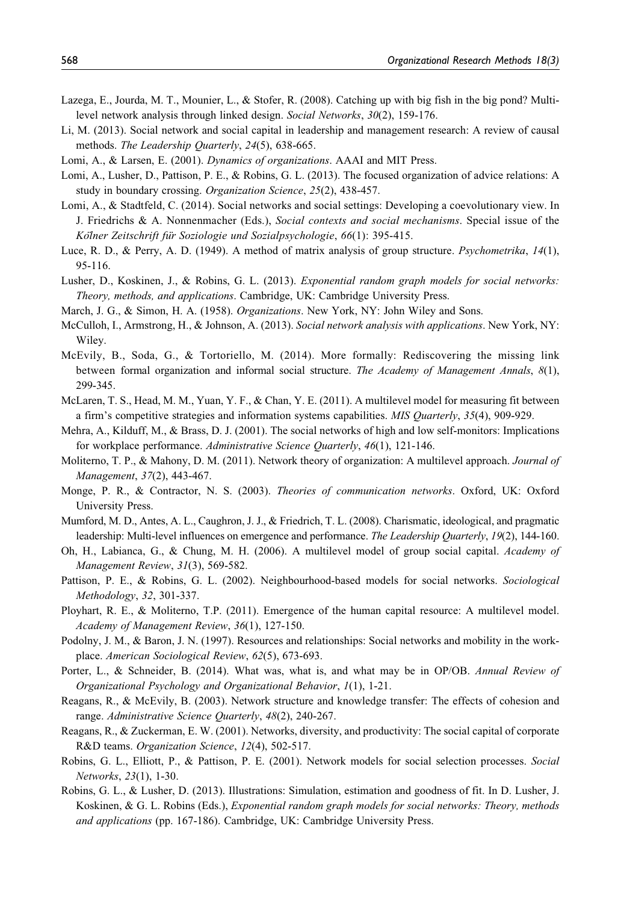Lazega, E., Jourda, M. T., Mounier, L., & Stofer, R. (2008). Catching up with big fish in the big pond? Multi-level network analysis through linked design. *Social Networks*, *30*(2), 159-176.

Li, M. (2013). Social network and social capital in leadership and management research: A review of causal methods. *The Leadership Quarterly*, *24*(5), 638-665.

Lomi, A., & Larsen, E. (2001). *Dynamics of organizations*. AAAI and MIT Press.

Lomi, A., Lusher, D., Pattison, P. E., & Robins, G. L. (2013). The focused organization of advice relations: A study in boundary crossing. *Organization Science*, *25*(2), 438-457.

Lomi, A., & Stadtfeld, C. (2014). Social networks and social settings: Developing a coevolutionary view. In J. Friedrichs & A. Nonnenmacher (Eds.), *Social contexts and social mechanisms*. Special issue of the *Kölner Zeitschrift für Soziologie und Sozialpsychologie*, *66*(1): 395-415.

Luce, R. D., & Perry, A. D. (1949). A method of matrix analysis of group structure. *Psychometrika*, *14*(1), 95-116.

Lusher, D., Koskinen, J., & Robins, G. L. (2013). *Exponential random graph models for social networks: Theory, methods, and applications*. Cambridge, UK: Cambridge University Press.

March, J. G., & Simon, H. A. (1958). *Organizations*. New York, NY: John Wiley and Sons.

McCulloh, I., Armstrong, H., & Johnson, A. (2013). *Social network analysis with applications*. New York, NY: Wiley.

McEvily, B., Soda, G., & Tortoriello, M. (2014). More formally: Rediscovering the missing link between formal organization and informal social structure. *The Academy of Management Annals*, *8*(1), 299-345.

McLaren, T. S., Head, M. M., Yuan, Y. F., & Chan, Y. E. (2011). A multilevel model for measuring fit between a firm's competitive strategies and information systems capabilities. *MIS Quarterly*, *35*(4), 909-929.

Mehra, A., Kilduff, M., & Brass, D. J. (2001). The social networks of high and low self-monitors: Implications for workplace performance. *Administrative Science Quarterly*, *46*(1), 121-146.

Moliterno, T. P., & Mahony, D. M. (2011). Network theory of organization: A multilevel approach. *Journal of Management*, *37*(2), 443-467.

Monge, P. R., & Contractor, N. S. (2003). *Theories of communication networks*. Oxford, UK: Oxford University Press.

Mumford, M. D., Antes, A. L., Caughron, J. J., & Friedrich, T. L. (2008). Charismatic, ideological, and pragmatic leadership: Multi-level influences on emergence and performance. *The Leadership Quarterly*, *19*(2), 144-160.

Oh, H., Labianca, G., & Chung, M. H. (2006). A multilevel model of group social capital. *Academy of Management Review*, *31*(3), 569-582.

Pattison, P. E., & Robins, G. L. (2002). Neighbourhood-based models for social networks. *Sociological Methodology*, *32*, 301-337.

Ployhart, R. E., & Moliterno, T.P. (2011). Emergence of the human capital resource: A multilevel model. *Academy of Management Review*, *36*(1), 127-150.

Podolny, J. M., & Baron, J. N. (1997). Resources and relationships: Social networks and mobility in the workplace. *American Sociological Review*, *62*(5), 673-693.

Porter, L., & Schneider, B. (2014). What was, what is, and what may be in OP/OB. *Annual Review of Organizational Psychology and Organizational Behavior*, *1*(1), 1-21.

Reagans, R., & McEvily, B. (2003). Network structure and knowledge transfer: The effects of cohesion and range. *Administrative Science Quarterly*, *48*(2), 240-267.

Reagans, R., & Zuckerman, E. W. (2001). Networks, diversity, and productivity: The social capital of corporate R&D teams. *Organization Science*, *12*(4), 502-517.

Robins, G. L., Elliott, P., & Pattison, P. E. (2001). Network models for social selection processes. *Social Networks*, *23*(1), 1-30.

Robins, G. L., & Lusher, D. (2013). Illustrations: Simulation, estimation and goodness of fit. In D. Lusher, J. Koskinen, & G. L. Robins (Eds.), *Exponential random graph models for social networks: Theory, methods and applications* (pp. 167-186). Cambridge, UK: Cambridge University Press.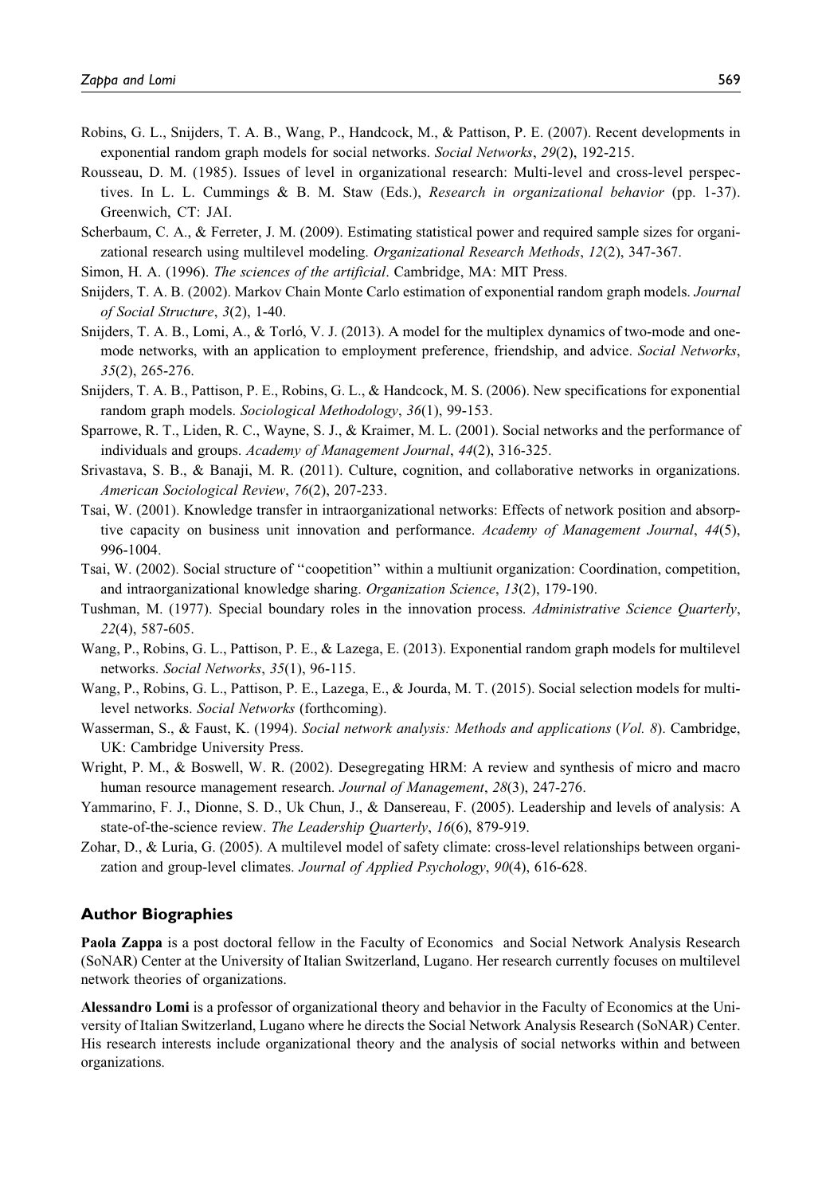Robins, G. L., Snijders, T. A. B., Wang, P., Handcock, M., & Pattison, P. E. (2007). Recent developments in exponential random graph models for social networks. *Social Networks*, *29*(2), 192-215.

Rousseau, D. M. (1985). Issues of level in organizational research: Multi-level and cross-level perspectives. In L. L. Cummings & B. M. Staw (Eds.), *Research in organizational behavior* (pp. 1-37). Greenwich, CT: JAI.

Scherbaum, C. A., & Ferreter, J. M. (2009). Estimating statistical power and required sample sizes for organizational research using multilevel modeling. *Organizational Research Methods*, *12*(2), 347-367.

Simon, H. A. (1996). *The sciences of the artificial*. Cambridge, MA: MIT Press.

Snijders, T. A. B. (2002). Markov Chain Monte Carlo estimation of exponential random graph models. *Journal of Social Structure*, *3*(2), 1-40.

Snijders, T. A. B., Lomi, A., & Torló, V. J. (2013). A model for the multiplex dynamics of two-mode and one-mode networks, with an application to employment preference, friendship, and advice. *Social Networks*, *35*(2), 265-276.

Snijders, T. A. B., Pattison, P. E., Robins, G. L., & Handcock, M. S. (2006). New specifications for exponential random graph models. *Sociological Methodology*, *36*(1), 99-153.

Sparrowe, R. T., Liden, R. C., Wayne, S. J., & Kraimer, M. L. (2001). Social networks and the performance of individuals and groups. *Academy of Management Journal*, *44*(2), 316-325.

Srivastava, S. B., & Banaji, M. R. (2011). Culture, cognition, and collaborative networks in organizations. *American Sociological Review*, *76*(2), 207-233.

Tsai, W. (2001). Knowledge transfer in intraorganizational networks: Effects of network position and absorptive capacity on business unit innovation and performance. *Academy of Management Journal*, *44*(5), 996-1004.

Tsai, W. (2002). Social structure of "coopetition" within a multiunit organization: Coordination, competition, and intraorganizational knowledge sharing. *Organization Science*, *13*(2), 179-190.

Tushman, M. (1977). Special boundary roles in the innovation process. *Administrative Science Quarterly*, *22*(4), 587-605.

Wang, P., Robins, G. L., Pattison, P. E., & Lazega, E. (2013). Exponential random graph models for multilevel networks. *Social Networks*, *35*(1), 96-115.

Wang, P., Robins, G. L., Pattison, P. E., Lazega, E., & Jourda, M. T. (2015). Social selection models for multilevel networks. *Social Networks* (forthcoming).

Wasserman, S., & Faust, K. (1994). *Social network analysis: Methods and applications* (*Vol. 8*). Cambridge, UK: Cambridge University Press.

Wright, P. M., & Boswell, W. R. (2002). Desegregating HRM: A review and synthesis of micro and macro human resource management research. *Journal of Management*, *28*(3), 247-276.

Yammarino, F. J., Dionne, S. D., Uk Chun, J., & Dansereau, F. (2005). Leadership and levels of analysis: A state-of-the-science review. *The Leadership Quarterly*, *16*(6), 879-919.

Zohar, D., & Luria, G. (2005). A multilevel model of safety climate: cross-level relationships between organization and group-level climates. *Journal of Applied Psychology*, *90*(4), 616-628.

## Author Biographies

**Paola Zappa** is a post doctoral fellow in the Faculty of Economics and Social Network Analysis Research (SoNAR) Center at the University of Italian Switzerland, Lugano. Her research currently focuses on multilevel network theories of organizations.

**Alessandro Lomi** is a professor of organizational theory and behavior in the Faculty of Economics at the University of Italian Switzerland, Lugano where he directs the Social Network Analysis Research (SoNAR) Center. His research interests include organizational theory and the analysis of social networks within and between organizations.